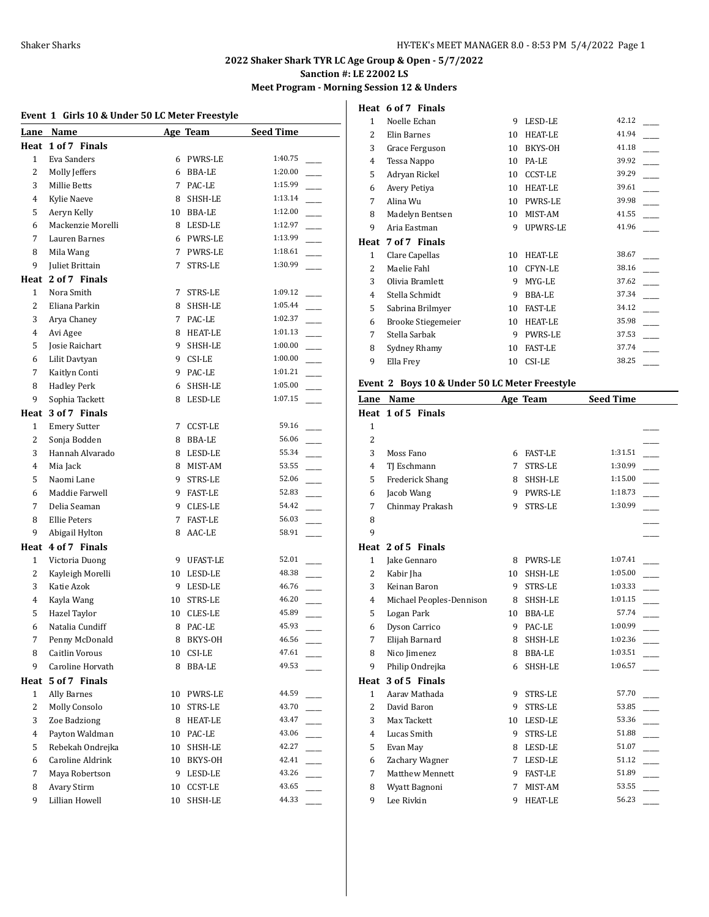**2022 Shaker Shark TYR LC Age Group & Open - 5/7/2022**

**Sanction #: LE 22002 LS**

**Meet Program - Morning Session 12 & Unders**

### Event 1 Girls 10 & Under 50 LC Meter Freestyle

| Lane | Name | Age | Team | Seed Time | |
|---|---|---|---|---|---|
| **Heat 1 of 7 Finals** | | | | | |
| 1 | Eva Sanders | 6 | PWRS-LE | 1:40.75 | ____ |
| 2 | Molly Jeffers | 6 | BBA-LE | 1:20.00 | ____ |
| 3 | Millie Betts | 7 | PAC-LE | 1:15.99 | ____ |
| 4 | Kylie Naeve | 8 | SHSH-LE | 1:13.14 | ____ |
| 5 | Aeryn Kelly | 10 | BBA-LE | 1:12.00 | ____ |
| 6 | Mackenzie Morelli | 8 | LESD-LE | 1:12.97 | ____ |
| 7 | Lauren Barnes | 6 | PWRS-LE | 1:13.99 | ____ |
| 8 | Mila Wang | 7 | PWRS-LE | 1:18.61 | ____ |
| 9 | Juliet Brittain | 7 | STRS-LE | 1:30.99 | ____ |
| **Heat 2 of 7 Finals** | | | | | |
| 1 | Nora Smith | 7 | STRS-LE | 1:09.12 | ____ |
| 2 | Eliana Parkin | 8 | SHSH-LE | 1:05.44 | ____ |
| 3 | Arya Chaney | 7 | PAC-LE | 1:02.37 | ____ |
| 4 | Avi Agee | 8 | HEAT-LE | 1:01.13 | ____ |
| 5 | Josie Raichart | 9 | SHSH-LE | 1:00.00 | ____ |
| 6 | Lilit Davtyan | 9 | CSI-LE | 1:00.00 | ____ |
| 7 | Kaitlyn Conti | 9 | PAC-LE | 1:01.21 | ____ |
| 8 | Hadley Perk | 6 | SHSH-LE | 1:05.00 | ____ |
| 9 | Sophia Tackett | 8 | LESD-LE | 1:07.15 | ____ |
| **Heat 3 of 7 Finals** | | | | | |
| 1 | Emery Sutter | 7 | CCST-LE | 59.16 | ____ |
| 2 | Sonja Bodden | 8 | BBA-LE | 56.06 | ____ |
| 3 | Hannah Alvarado | 8 | LESD-LE | 55.34 | ____ |
| 4 | Mia Jack | 8 | MIST-AM | 53.55 | ____ |
| 5 | Naomi Lane | 9 | STRS-LE | 52.06 | ____ |
| 6 | Maddie Farwell | 9 | FAST-LE | 52.83 | ____ |
| 7 | Delia Seaman | 9 | CLES-LE | 54.42 | ____ |
| 8 | Ellie Peters | 7 | FAST-LE | 56.03 | ____ |
| 9 | Abigail Hylton | 8 | AAC-LE | 58.91 | ____ |
| **Heat 4 of 7 Finals** | | | | | |
| 1 | Victoria Duong | 9 | UFAST-LE | 52.01 | ____ |
| 2 | Kayleigh Morelli | 10 | LESD-LE | 48.38 | ____ |
| 3 | Katie Azok | 9 | LESD-LE | 46.76 | ____ |
| 4 | Kayla Wang | 10 | STRS-LE | 46.20 | ____ |
| 5 | Hazel Taylor | 10 | CLES-LE | 45.89 | ____ |
| 6 | Natalia Cundiff | 8 | PAC-LE | 45.93 | ____ |
| 7 | Penny McDonald | 8 | BKYS-OH | 46.56 | ____ |
| 8 | Caitlin Vorous | 10 | CSI-LE | 47.61 | ____ |
| 9 | Caroline Horvath | 8 | BBA-LE | 49.53 | ____ |
| **Heat 5 of 7 Finals** | | | | | |
| 1 | Ally Barnes | 10 | PWRS-LE | 44.59 | ____ |
| 2 | Molly Consolo | 10 | STRS-LE | 43.70 | ____ |
| 3 | Zoe Badziong | 8 | HEAT-LE | 43.47 | ____ |
| 4 | Payton Waldman | 10 | PAC-LE | 43.06 | ____ |
| 5 | Rebekah Ondrejka | 10 | SHSH-LE | 42.27 | ____ |
| 6 | Caroline Aldrink | 10 | BKYS-OH | 42.41 | ____ |
| 7 | Maya Robertson | 9 | LESD-LE | 43.26 | ____ |
| 8 | Avary Stirm | 10 | CCST-LE | 43.65 | ____ |
| 9 | Lillian Howell | 10 | SHSH-LE | 44.33 | ____ |
| **Heat 6 of 7 Finals** | | | | | |
| 1 | Noelle Echan | 9 | LESD-LE | 42.12 | ____ |
| 2 | Elin Barnes | 10 | HEAT-LE | 41.94 | ____ |
| 3 | Grace Ferguson | 10 | BKYS-OH | 41.18 | ____ |
| 4 | Tessa Nappo | 10 | PA-LE | 39.92 | ____ |
| 5 | Adryan Rickel | 10 | CCST-LE | 39.29 | ____ |
| 6 | Avery Petiya | 10 | HEAT-LE | 39.61 | ____ |
| 7 | Alina Wu | 10 | PWRS-LE | 39.98 | ____ |
| 8 | Madelyn Bentsen | 10 | MIST-AM | 41.55 | ____ |
| 9 | Aria Eastman | 9 | UPWRS-LE | 41.96 | ____ |
| **Heat 7 of 7 Finals** | | | | | |
| 1 | Clare Capellas | 10 | HEAT-LE | 38.67 | ____ |
| 2 | Maelie Fahl | 10 | CFYN-LE | 38.16 | ____ |
| 3 | Olivia Bramlett | 9 | MYG-LE | 37.62 | ____ |
| 4 | Stella Schmidt | 9 | BBA-LE | 37.34 | ____ |
| 5 | Sabrina Brilmyer | 10 | FAST-LE | 34.12 | ____ |
| 6 | Brooke Stiegemeier | 10 | HEAT-LE | 35.98 | ____ |
| 7 | Stella Sarbak | 9 | PWRS-LE | 37.53 | ____ |
| 8 | Sydney Rhamy | 10 | FAST-LE | 37.74 | ____ |
| 9 | Ella Frey | 10 | CSI-LE | 38.25 | ____ |

### Event 2 Boys 10 & Under 50 LC Meter Freestyle

| Lane | Name | Age | Team | Seed Time | |
|---|---|---|---|---|---|
| **Heat 1 of 5 Finals** | | | | | |
| 1 | | | | | ____ |
| 2 | | | | | ____ |
| 3 | Moss Fano | 6 | FAST-LE | 1:31.51 | ____ |
| 4 | TJ Eschmann | 7 | STRS-LE | 1:30.99 | ____ |
| 5 | Frederick Shang | 8 | SHSH-LE | 1:15.00 | ____ |
| 6 | Jacob Wang | 9 | PWRS-LE | 1:18.73 | ____ |
| 7 | Chinmay Prakash | 9 | STRS-LE | 1:30.99 | ____ |
| 8 | | | | | ____ |
| 9 | | | | | ____ |
| **Heat 2 of 5 Finals** | | | | | |
| 1 | Jake Gennaro | 8 | PWRS-LE | 1:07.41 | ____ |
| 2 | Kabir Jha | 10 | SHSH-LE | 1:05.00 | ____ |
| 3 | Keinan Baron | 9 | STRS-LE | 1:03.33 | ____ |
| 4 | Michael Peoples-Dennison | 8 | SHSH-LE | 1:01.15 | ____ |
| 5 | Logan Park | 10 | BBA-LE | 57.74 | ____ |
| 6 | Dyson Carrico | 9 | PAC-LE | 1:00.99 | ____ |
| 7 | Elijah Barnard | 8 | SHSH-LE | 1:02.36 | ____ |
| 8 | Nico Jimenez | 8 | BBA-LE | 1:03.51 | ____ |
| 9 | Philip Ondrejka | 6 | SHSH-LE | 1:06.57 | ____ |
| **Heat 3 of 5 Finals** | | | | | |
| 1 | Aarav Mathada | 9 | STRS-LE | 57.70 | ____ |
| 2 | David Baron | 9 | STRS-LE | 53.85 | ____ |
| 3 | Max Tackett | 10 | LESD-LE | 53.36 | ____ |
| 4 | Lucas Smith | 9 | STRS-LE | 51.88 | ____ |
| 5 | Evan May | 8 | LESD-LE | 51.07 | ____ |
| 6 | Zachary Wagner | 7 | LESD-LE | 51.12 | ____ |
| 7 | Matthew Mennett | 9 | FAST-LE | 51.89 | ____ |
| 8 | Wyatt Bagnoni | 7 | MIST-AM | 53.55 | ____ |
| 9 | Lee Rivkin | 9 | HEAT-LE | 56.23 | ____ |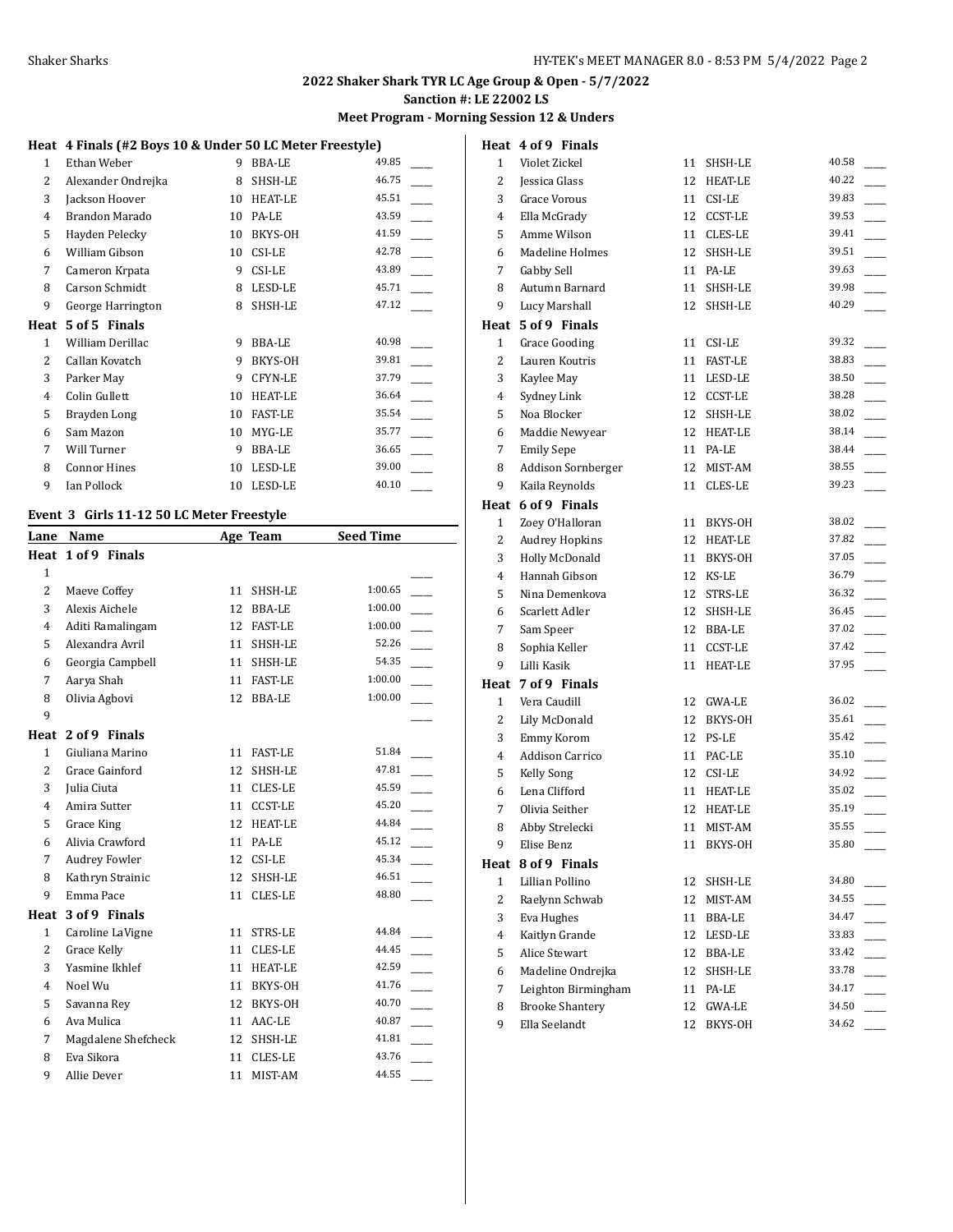## 2022 Shaker Shark TYR LC Age Group & Open - 5/7/2022

**Sanction #: LE 22002 LS**

**Meet Program - Morning Session 12 & Unders**

**Heat 4 Finals (#2 Boys 10 & Under 50 LC Meter Freestyle)**

| Lane | Name | Age | Team | Seed Time | |
|---|---|---|---|---|---|
| 1 | Ethan Weber | 9 | BBA-LE | 49.85 | ____ |
| 2 | Alexander Ondrejka | 8 | SHSH-LE | 46.75 | ____ |
| 3 | Jackson Hoover | 10 | HEAT-LE | 45.51 | ____ |
| 4 | Brandon Marado | 10 | PA-LE | 43.59 | ____ |
| 5 | Hayden Pelecky | 10 | BKYS-OH | 41.59 | ____ |
| 6 | William Gibson | 10 | CSI-LE | 42.78 | ____ |
| 7 | Cameron Krpata | 9 | CSI-LE | 43.89 | ____ |
| 8 | Carson Schmidt | 8 | LESD-LE | 45.71 | ____ |
| 9 | George Harrington | 8 | SHSH-LE | 47.12 | ____ |

**Heat 5 of 5 Finals**

| Lane | Name | Age | Team | Seed Time | |
|---|---|---|---|---|---|
| 1 | William Derillac | 9 | BBA-LE | 40.98 | ____ |
| 2 | Callan Kovatch | 9 | BKYS-OH | 39.81 | ____ |
| 3 | Parker May | 9 | CFYN-LE | 37.79 | ____ |
| 4 | Colin Gullett | 10 | HEAT-LE | 36.64 | ____ |
| 5 | Brayden Long | 10 | FAST-LE | 35.54 | ____ |
| 6 | Sam Mazon | 10 | MYG-LE | 35.77 | ____ |
| 7 | Will Turner | 9 | BBA-LE | 36.65 | ____ |
| 8 | Connor Hines | 10 | LESD-LE | 39.00 | ____ |
| 9 | Ian Pollock | 10 | LESD-LE | 40.10 | ____ |

### Event 3 Girls 11-12 50 LC Meter Freestyle

**Heat 1 of 9 Finals**

| Lane | Name | Age | Team | Seed Time | |
|---|---|---|---|---|---|
| 1 | | | | | ____ |
| 2 | Maeve Coffey | 11 | SHSH-LE | 1:00.65 | ____ |
| 3 | Alexis Aichele | 12 | BBA-LE | 1:00.00 | ____ |
| 4 | Aditi Ramalingam | 12 | FAST-LE | 1:00.00 | ____ |
| 5 | Alexandra Avril | 11 | SHSH-LE | 52.26 | ____ |
| 6 | Georgia Campbell | 11 | SHSH-LE | 54.35 | ____ |
| 7 | Aarya Shah | 11 | FAST-LE | 1:00.00 | ____ |
| 8 | Olivia Agbovi | 12 | BBA-LE | 1:00.00 | ____ |
| 9 | | | | | ____ |

**Heat 2 of 9 Finals**

| Lane | Name | Age | Team | Seed Time | |
|---|---|---|---|---|---|
| 1 | Giuliana Marino | 11 | FAST-LE | 51.84 | ____ |
| 2 | Grace Gainford | 12 | SHSH-LE | 47.81 | ____ |
| 3 | Julia Ciuta | 11 | CLES-LE | 45.59 | ____ |
| 4 | Amira Sutter | 11 | CCST-LE | 45.20 | ____ |
| 5 | Grace King | 12 | HEAT-LE | 44.84 | ____ |
| 6 | Alivia Crawford | 11 | PA-LE | 45.12 | ____ |
| 7 | Audrey Fowler | 12 | CSI-LE | 45.34 | ____ |
| 8 | Kathryn Strainic | 12 | SHSH-LE | 46.51 | ____ |
| 9 | Emma Pace | 11 | CLES-LE | 48.80 | ____ |

**Heat 3 of 9 Finals**

| Lane | Name | Age | Team | Seed Time | |
|---|---|---|---|---|---|
| 1 | Caroline LaVigne | 11 | STRS-LE | 44.84 | ____ |
| 2 | Grace Kelly | 11 | CLES-LE | 44.45 | ____ |
| 3 | Yasmine Ikhlef | 11 | HEAT-LE | 42.59 | ____ |
| 4 | Noel Wu | 11 | BKYS-OH | 41.76 | ____ |
| 5 | Savanna Rey | 12 | BKYS-OH | 40.70 | ____ |
| 6 | Ava Mulica | 11 | AAC-LE | 40.87 | ____ |
| 7 | Magdalene Shefcheck | 12 | SHSH-LE | 41.81 | ____ |
| 8 | Eva Sikora | 11 | CLES-LE | 43.76 | ____ |
| 9 | Allie Dever | 11 | MIST-AM | 44.55 | ____ |

**Heat 4 of 9 Finals**

| Lane | Name | Age | Team | Seed Time | |
|---|---|---|---|---|---|
| 1 | Violet Zickel | 11 | SHSH-LE | 40.58 | ____ |
| 2 | Jessica Glass | 12 | HEAT-LE | 40.22 | ____ |
| 3 | Grace Vorous | 11 | CSI-LE | 39.83 | ____ |
| 4 | Ella McGrady | 12 | CCST-LE | 39.53 | ____ |
| 5 | Amme Wilson | 11 | CLES-LE | 39.41 | ____ |
| 6 | Madeline Holmes | 12 | SHSH-LE | 39.51 | ____ |
| 7 | Gabby Sell | 11 | PA-LE | 39.63 | ____ |
| 8 | Autumn Barnard | 11 | SHSH-LE | 39.98 | ____ |
| 9 | Lucy Marshall | 12 | SHSH-LE | 40.29 | ____ |

**Heat 5 of 9 Finals**

| Lane | Name | Age | Team | Seed Time | |
|---|---|---|---|---|---|
| 1 | Grace Gooding | 11 | CSI-LE | 39.32 | ____ |
| 2 | Lauren Koutris | 11 | FAST-LE | 38.83 | ____ |
| 3 | Kaylee May | 11 | LESD-LE | 38.50 | ____ |
| 4 | Sydney Link | 12 | CCST-LE | 38.28 | ____ |
| 5 | Noa Blocker | 12 | SHSH-LE | 38.02 | ____ |
| 6 | Maddie Newyear | 12 | HEAT-LE | 38.14 | ____ |
| 7 | Emily Sepe | 11 | PA-LE | 38.44 | ____ |
| 8 | Addison Sornberger | 12 | MIST-AM | 38.55 | ____ |
| 9 | Kaila Reynolds | 11 | CLES-LE | 39.23 | ____ |

**Heat 6 of 9 Finals**

| Lane | Name | Age | Team | Seed Time | |
|---|---|---|---|---|---|
| 1 | Zoey O'Halloran | 11 | BKYS-OH | 38.02 | ____ |
| 2 | Audrey Hopkins | 12 | HEAT-LE | 37.82 | ____ |
| 3 | Holly McDonald | 11 | BKYS-OH | 37.05 | ____ |
| 4 | Hannah Gibson | 12 | KS-LE | 36.79 | ____ |
| 5 | Nina Demenkova | 12 | STRS-LE | 36.32 | ____ |
| 6 | Scarlett Adler | 12 | SHSH-LE | 36.45 | ____ |
| 7 | Sam Speer | 12 | BBA-LE | 37.02 | ____ |
| 8 | Sophia Keller | 11 | CCST-LE | 37.42 | ____ |
| 9 | Lilli Kasik | 11 | HEAT-LE | 37.95 | ____ |

**Heat 7 of 9 Finals**

| Lane | Name | Age | Team | Seed Time | |
|---|---|---|---|---|---|
| 1 | Vera Caudill | 12 | GWA-LE | 36.02 | ____ |
| 2 | Lily McDonald | 12 | BKYS-OH | 35.61 | ____ |
| 3 | Emmy Korom | 12 | PS-LE | 35.42 | ____ |
| 4 | Addison Carrico | 11 | PAC-LE | 35.10 | ____ |
| 5 | Kelly Song | 12 | CSI-LE | 34.92 | ____ |
| 6 | Lena Clifford | 11 | HEAT-LE | 35.02 | ____ |
| 7 | Olivia Seither | 12 | HEAT-LE | 35.19 | ____ |
| 8 | Abby Strelecki | 11 | MIST-AM | 35.55 | ____ |
| 9 | Elise Benz | 11 | BKYS-OH | 35.80 | ____ |

**Heat 8 of 9 Finals**

| Lane | Name | Age | Team | Seed Time | |
|---|---|---|---|---|---|
| 1 | Lillian Pollino | 12 | SHSH-LE | 34.80 | ____ |
| 2 | Raelynn Schwab | 12 | MIST-AM | 34.55 | ____ |
| 3 | Eva Hughes | 11 | BBA-LE | 34.47 | ____ |
| 4 | Kaitlyn Grande | 12 | LESD-LE | 33.83 | ____ |
| 5 | Alice Stewart | 12 | BBA-LE | 33.42 | ____ |
| 6 | Madeline Ondrejka | 12 | SHSH-LE | 33.78 | ____ |
| 7 | Leighton Birmingham | 11 | PA-LE | 34.17 | ____ |
| 8 | Brooke Shantery | 12 | GWA-LE | 34.50 | ____ |
| 9 | Ella Seelandt | 12 | BKYS-OH | 34.62 | ____ |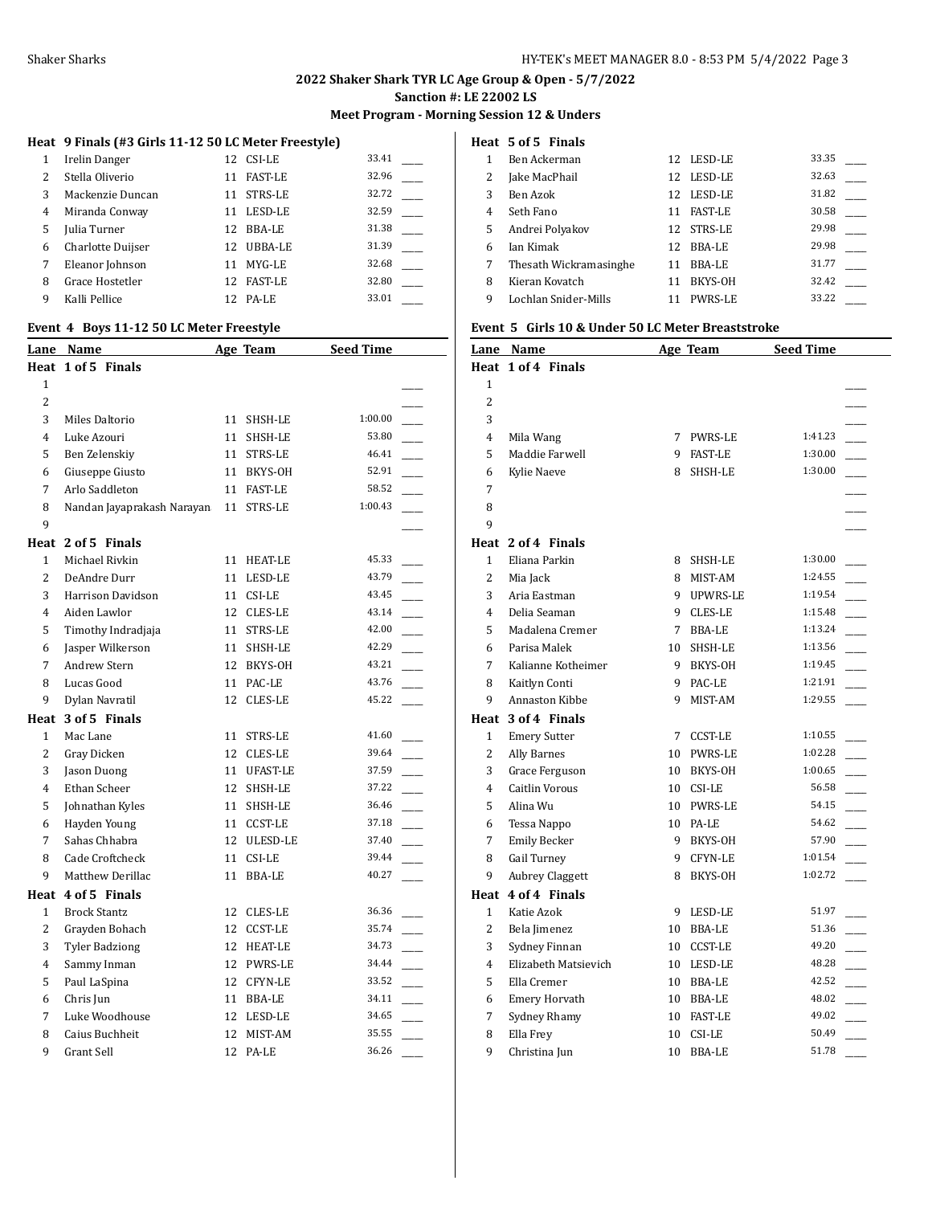## 2022 Shaker Shark TYR LC Age Group & Open - 5/7/2022
### Sanction #: LE 22002 LS
### Meet Program - Morning Session 12 & Unders

**Heat 9 Finals (#3 Girls 11-12 50 LC Meter Freestyle)**

| Lane | Name | Age | Team | Seed Time | |
|---|---|---|---|---|---|
| 1 | Irelin Danger | 12 | CSI-LE | 33.41 | ____ |
| 2 | Stella Oliverio | 11 | FAST-LE | 32.96 | ____ |
| 3 | Mackenzie Duncan | 11 | STRS-LE | 32.72 | ____ |
| 4 | Miranda Conway | 11 | LESD-LE | 32.59 | ____ |
| 5 | Julia Turner | 12 | BBA-LE | 31.38 | ____ |
| 6 | Charlotte Duijser | 12 | UBBA-LE | 31.39 | ____ |
| 7 | Eleanor Johnson | 11 | MYG-LE | 32.68 | ____ |
| 8 | Grace Hostetler | 12 | FAST-LE | 32.80 | ____ |
| 9 | Kalli Pellice | 12 | PA-LE | 33.01 | ____ |

### Event 4 Boys 11-12 50 LC Meter Freestyle

| Lane | Name | Age | Team | Seed Time | |
|---|---|---|---|---|---|
| **Heat 1 of 5 Finals** | | | | | |
| 1 | | | | | ____ |
| 2 | | | | | ____ |
| 3 | Miles Daltorio | 11 | SHSH-LE | 1:00.00 | ____ |
| 4 | Luke Azouri | 11 | SHSH-LE | 53.80 | ____ |
| 5 | Ben Zelenskiy | 11 | STRS-LE | 46.41 | ____ |
| 6 | Giuseppe Giusto | 11 | BKYS-OH | 52.91 | ____ |
| 7 | Arlo Saddleton | 11 | FAST-LE | 58.52 | ____ |
| 8 | Nandan Jayaprakash Narayan | 11 | STRS-LE | 1:00.43 | ____ |
| 9 | | | | | ____ |
| **Heat 2 of 5 Finals** | | | | | |
| 1 | Michael Rivkin | 11 | HEAT-LE | 45.33 | ____ |
| 2 | DeAndre Durr | 11 | LESD-LE | 43.79 | ____ |
| 3 | Harrison Davidson | 11 | CSI-LE | 43.45 | ____ |
| 4 | Aiden Lawlor | 12 | CLES-LE | 43.14 | ____ |
| 5 | Timothy Indradjaja | 11 | STRS-LE | 42.00 | ____ |
| 6 | Jasper Wilkerson | 11 | SHSH-LE | 42.29 | ____ |
| 7 | Andrew Stern | 12 | BKYS-OH | 43.21 | ____ |
| 8 | Lucas Good | 11 | PAC-LE | 43.76 | ____ |
| 9 | Dylan Navratil | 12 | CLES-LE | 45.22 | ____ |
| **Heat 3 of 5 Finals** | | | | | |
| 1 | Mac Lane | 11 | STRS-LE | 41.60 | ____ |
| 2 | Gray Dicken | 12 | CLES-LE | 39.64 | ____ |
| 3 | Jason Duong | 11 | UFAST-LE | 37.59 | ____ |
| 4 | Ethan Scheer | 12 | SHSH-LE | 37.22 | ____ |
| 5 | Johnathan Kyles | 11 | SHSH-LE | 36.46 | ____ |
| 6 | Hayden Young | 11 | CCST-LE | 37.18 | ____ |
| 7 | Sahas Chhabra | 12 | ULESD-LE | 37.40 | ____ |
| 8 | Cade Croftcheck | 11 | CSI-LE | 39.44 | ____ |
| 9 | Matthew Derillac | 11 | BBA-LE | 40.27 | ____ |
| **Heat 4 of 5 Finals** | | | | | |
| 1 | Brock Stantz | 12 | CLES-LE | 36.36 | ____ |
| 2 | Grayden Bohach | 12 | CCST-LE | 35.74 | ____ |
| 3 | Tyler Badziong | 12 | HEAT-LE | 34.73 | ____ |
| 4 | Sammy Inman | 12 | PWRS-LE | 34.44 | ____ |
| 5 | Paul LaSpina | 12 | CFYN-LE | 33.52 | ____ |
| 6 | Chris Jun | 11 | BBA-LE | 34.11 | ____ |
| 7 | Luke Woodhouse | 12 | LESD-LE | 34.65 | ____ |
| 8 | Caius Buchheit | 12 | MIST-AM | 35.55 | ____ |
| 9 | Grant Sell | 12 | PA-LE | 36.26 | ____ |
| **Heat 5 of 5 Finals** | | | | | |
| 1 | Ben Ackerman | 12 | LESD-LE | 33.35 | ____ |
| 2 | Jake MacPhail | 12 | LESD-LE | 32.63 | ____ |
| 3 | Ben Azok | 12 | LESD-LE | 31.82 | ____ |
| 4 | Seth Fano | 11 | FAST-LE | 30.58 | ____ |
| 5 | Andrei Polyakov | 12 | STRS-LE | 29.98 | ____ |
| 6 | Ian Kimak | 12 | BBA-LE | 29.98 | ____ |
| 7 | Thesath Wickramasinghe | 11 | BBA-LE | 31.77 | ____ |
| 8 | Kieran Kovatch | 11 | BKYS-OH | 32.42 | ____ |
| 9 | Lochlan Snider-Mills | 11 | PWRS-LE | 33.22 | ____ |

### Event 5 Girls 10 & Under 50 LC Meter Breaststroke

| Lane | Name | Age | Team | Seed Time | |
|---|---|---|---|---|---|
| **Heat 1 of 4 Finals** | | | | | |
| 1 | | | | | ____ |
| 2 | | | | | ____ |
| 3 | | | | | ____ |
| 4 | Mila Wang | 7 | PWRS-LE | 1:41.23 | ____ |
| 5 | Maddie Farwell | 9 | FAST-LE | 1:30.00 | ____ |
| 6 | Kylie Naeve | 8 | SHSH-LE | 1:30.00 | ____ |
| 7 | | | | | ____ |
| 8 | | | | | ____ |
| 9 | | | | | ____ |
| **Heat 2 of 4 Finals** | | | | | |
| 1 | Eliana Parkin | 8 | SHSH-LE | 1:30.00 | ____ |
| 2 | Mia Jack | 8 | MIST-AM | 1:24.55 | ____ |
| 3 | Aria Eastman | 9 | UPWRS-LE | 1:19.54 | ____ |
| 4 | Delia Seaman | 9 | CLES-LE | 1:15.48 | ____ |
| 5 | Madalena Cremer | 7 | BBA-LE | 1:13.24 | ____ |
| 6 | Parisa Malek | 10 | SHSH-LE | 1:13.56 | ____ |
| 7 | Kalianne Kotheimer | 9 | BKYS-OH | 1:19.45 | ____ |
| 8 | Kaitlyn Conti | 9 | PAC-LE | 1:21.91 | ____ |
| 9 | Annaston Kibbe | 9 | MIST-AM | 1:29.55 | ____ |
| **Heat 3 of 4 Finals** | | | | | |
| 1 | Emery Sutter | 7 | CCST-LE | 1:10.55 | ____ |
| 2 | Ally Barnes | 10 | PWRS-LE | 1:02.28 | ____ |
| 3 | Grace Ferguson | 10 | BKYS-OH | 1:00.65 | ____ |
| 4 | Caitlin Vorous | 10 | CSI-LE | 56.58 | ____ |
| 5 | Alina Wu | 10 | PWRS-LE | 54.15 | ____ |
| 6 | Tessa Nappo | 10 | PA-LE | 54.62 | ____ |
| 7 | Emily Becker | 9 | BKYS-OH | 57.90 | ____ |
| 8 | Gail Turney | 9 | CFYN-LE | 1:01.54 | ____ |
| 9 | Aubrey Claggett | 8 | BKYS-OH | 1:02.72 | ____ |
| **Heat 4 of 4 Finals** | | | | | |
| 1 | Katie Azok | 9 | LESD-LE | 51.97 | ____ |
| 2 | Bela Jimenez | 10 | BBA-LE | 51.36 | ____ |
| 3 | Sydney Finnan | 10 | CCST-LE | 49.20 | ____ |
| 4 | Elizabeth Matsievich | 10 | LESD-LE | 48.28 | ____ |
| 5 | Ella Cremer | 10 | BBA-LE | 42.52 | ____ |
| 6 | Emery Horvath | 10 | BBA-LE | 48.02 | ____ |
| 7 | Sydney Rhamy | 10 | FAST-LE | 49.02 | ____ |
| 8 | Ella Frey | 10 | CSI-LE | 50.49 | ____ |
| 9 | Christina Jun | 10 | BBA-LE | 51.78 | ____ |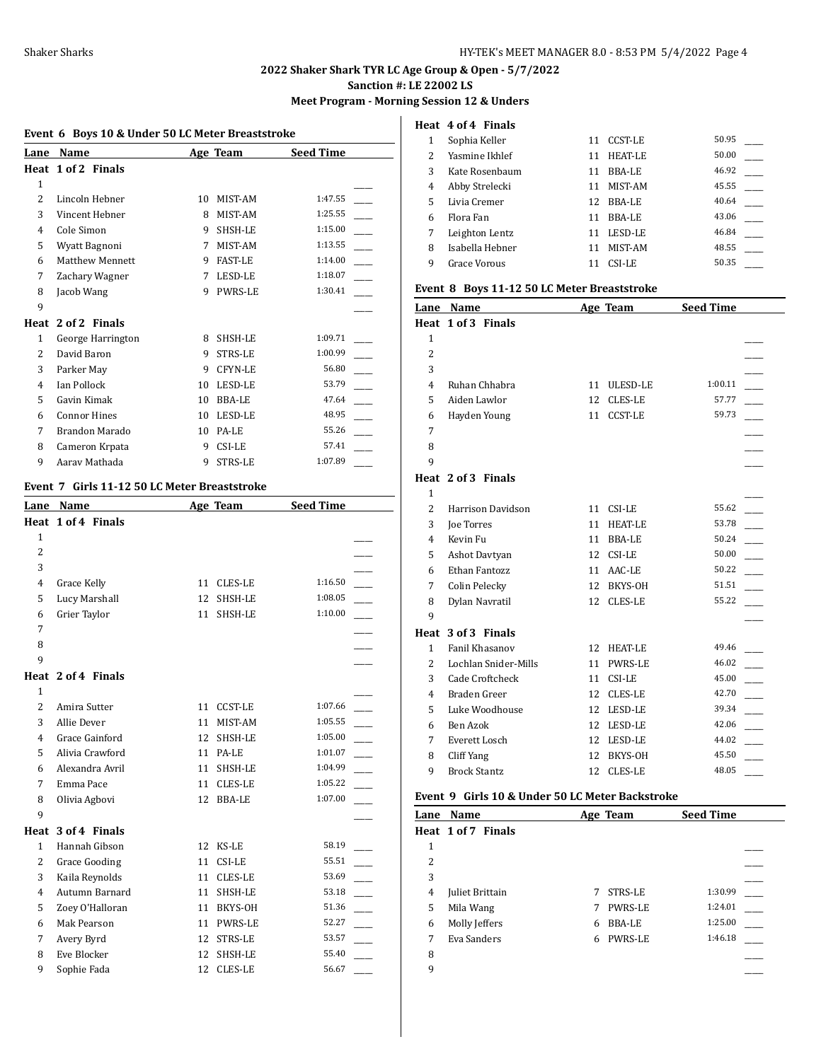## 2022 Shaker Shark TYR LC Age Group & Open - 5/7/2022

**Sanction #: LE 22002 LS**

**Meet Program - Morning Session 12 & Unders**

### Event 6 Boys 10 & Under 50 LC Meter Breaststroke

| Lane | Name | Age | Team | Seed Time | |
|---|---|---|---|---|---|
| **Heat 1 of 2 Finals** | | | | | |
| 1 | | | | | ____ |
| 2 | Lincoln Hebner | 10 | MIST-AM | 1:47.55 | ____ |
| 3 | Vincent Hebner | 8 | MIST-AM | 1:25.55 | ____ |
| 4 | Cole Simon | 9 | SHSH-LE | 1:15.00 | ____ |
| 5 | Wyatt Bagnoni | 7 | MIST-AM | 1:13.55 | ____ |
| 6 | Matthew Mennett | 9 | FAST-LE | 1:14.00 | ____ |
| 7 | Zachary Wagner | 7 | LESD-LE | 1:18.07 | ____ |
| 8 | Jacob Wang | 9 | PWRS-LE | 1:30.41 | ____ |
| 9 | | | | | ____ |
| **Heat 2 of 2 Finals** | | | | | |
| 1 | George Harrington | 8 | SHSH-LE | 1:09.71 | ____ |
| 2 | David Baron | 9 | STRS-LE | 1:00.99 | ____ |
| 3 | Parker May | 9 | CFYN-LE | 56.80 | ____ |
| 4 | Ian Pollock | 10 | LESD-LE | 53.79 | ____ |
| 5 | Gavin Kimak | 10 | BBA-LE | 47.64 | ____ |
| 6 | Connor Hines | 10 | LESD-LE | 48.95 | ____ |
| 7 | Brandon Marado | 10 | PA-LE | 55.26 | ____ |
| 8 | Cameron Krpata | 9 | CSI-LE | 57.41 | ____ |
| 9 | Aarav Mathada | 9 | STRS-LE | 1:07.89 | ____ |

### Event 7 Girls 11-12 50 LC Meter Breaststroke

| Lane | Name | Age | Team | Seed Time | |
|---|---|---|---|---|---|
| **Heat 1 of 4 Finals** | | | | | |
| 1 | | | | | ____ |
| 2 | | | | | ____ |
| 3 | | | | | ____ |
| 4 | Grace Kelly | 11 | CLES-LE | 1:16.50 | ____ |
| 5 | Lucy Marshall | 12 | SHSH-LE | 1:08.05 | ____ |
| 6 | Grier Taylor | 11 | SHSH-LE | 1:10.00 | ____ |
| 7 | | | | | ____ |
| 8 | | | | | ____ |
| 9 | | | | | ____ |
| **Heat 2 of 4 Finals** | | | | | |
| 1 | | | | | ____ |
| 2 | Amira Sutter | 11 | CCST-LE | 1:07.66 | ____ |
| 3 | Allie Dever | 11 | MIST-AM | 1:05.55 | ____ |
| 4 | Grace Gainford | 12 | SHSH-LE | 1:05.00 | ____ |
| 5 | Alivia Crawford | 11 | PA-LE | 1:01.07 | ____ |
| 6 | Alexandra Avril | 11 | SHSH-LE | 1:04.99 | ____ |
| 7 | Emma Pace | 11 | CLES-LE | 1:05.22 | ____ |
| 8 | Olivia Agbovi | 12 | BBA-LE | 1:07.00 | ____ |
| 9 | | | | | ____ |
| **Heat 3 of 4 Finals** | | | | | |
| 1 | Hannah Gibson | 12 | KS-LE | 58.19 | ____ |
| 2 | Grace Gooding | 11 | CSI-LE | 55.51 | ____ |
| 3 | Kaila Reynolds | 11 | CLES-LE | 53.69 | ____ |
| 4 | Autumn Barnard | 11 | SHSH-LE | 53.18 | ____ |
| 5 | Zoey O'Halloran | 11 | BKYS-OH | 51.36 | ____ |
| 6 | Mak Pearson | 11 | PWRS-LE | 52.27 | ____ |
| 7 | Avery Byrd | 12 | STRS-LE | 53.57 | ____ |
| 8 | Eve Blocker | 12 | SHSH-LE | 55.40 | ____ |
| 9 | Sophie Fada | 12 | CLES-LE | 56.67 | ____ |
| **Heat 4 of 4 Finals** | | | | | |
| 1 | Sophia Keller | 11 | CCST-LE | 50.95 | ____ |
| 2 | Yasmine Ikhlef | 11 | HEAT-LE | 50.00 | ____ |
| 3 | Kate Rosenbaum | 11 | BBA-LE | 46.92 | ____ |
| 4 | Abby Strelecki | 11 | MIST-AM | 45.55 | ____ |
| 5 | Livia Cremer | 12 | BBA-LE | 40.64 | ____ |
| 6 | Flora Fan | 11 | BBA-LE | 43.06 | ____ |
| 7 | Leighton Lentz | 11 | LESD-LE | 46.84 | ____ |
| 8 | Isabella Hebner | 11 | MIST-AM | 48.55 | ____ |
| 9 | Grace Vorous | 11 | CSI-LE | 50.35 | ____ |

### Event 8 Boys 11-12 50 LC Meter Breaststroke

| Lane | Name | Age | Team | Seed Time | |
|---|---|---|---|---|---|
| **Heat 1 of 3 Finals** | | | | | |
| 1 | | | | | ____ |
| 2 | | | | | ____ |
| 3 | | | | | ____ |
| 4 | Ruhan Chhabra | 11 | ULESD-LE | 1:00.11 | ____ |
| 5 | Aiden Lawlor | 12 | CLES-LE | 57.77 | ____ |
| 6 | Hayden Young | 11 | CCST-LE | 59.73 | ____ |
| 7 | | | | | ____ |
| 8 | | | | | ____ |
| 9 | | | | | ____ |
| **Heat 2 of 3 Finals** | | | | | |
| 1 | | | | | ____ |
| 2 | Harrison Davidson | 11 | CSI-LE | 55.62 | ____ |
| 3 | Joe Torres | 11 | HEAT-LE | 53.78 | ____ |
| 4 | Kevin Fu | 11 | BBA-LE | 50.24 | ____ |
| 5 | Ashot Davtyan | 12 | CSI-LE | 50.00 | ____ |
| 6 | Ethan Fantozz | 11 | AAC-LE | 50.22 | ____ |
| 7 | Colin Pelecky | 12 | BKYS-OH | 51.51 | ____ |
| 8 | Dylan Navratil | 12 | CLES-LE | 55.22 | ____ |
| 9 | | | | | ____ |
| **Heat 3 of 3 Finals** | | | | | |
| 1 | Fanil Khasanov | 12 | HEAT-LE | 49.46 | ____ |
| 2 | Lochlan Snider-Mills | 11 | PWRS-LE | 46.02 | ____ |
| 3 | Cade Croftcheck | 11 | CSI-LE | 45.00 | ____ |
| 4 | Braden Greer | 12 | CLES-LE | 42.70 | ____ |
| 5 | Luke Woodhouse | 12 | LESD-LE | 39.34 | ____ |
| 6 | Ben Azok | 12 | LESD-LE | 42.06 | ____ |
| 7 | Everett Losch | 12 | LESD-LE | 44.02 | ____ |
| 8 | Cliff Yang | 12 | BKYS-OH | 45.50 | ____ |
| 9 | Brock Stantz | 12 | CLES-LE | 48.05 | ____ |

### Event 9 Girls 10 & Under 50 LC Meter Backstroke

| Lane | Name | Age | Team | Seed Time | |
|---|---|---|---|---|---|
| **Heat 1 of 7 Finals** | | | | | |
| 1 | | | | | ____ |
| 2 | | | | | ____ |
| 3 | | | | | ____ |
| 4 | Juliet Brittain | 7 | STRS-LE | 1:30.99 | ____ |
| 5 | Mila Wang | 7 | PWRS-LE | 1:24.01 | ____ |
| 6 | Molly Jeffers | 6 | BBA-LE | 1:25.00 | ____ |
| 7 | Eva Sanders | 6 | PWRS-LE | 1:46.18 | ____ |
| 8 | | | | | ____ |
| 9 | | | | | ____ |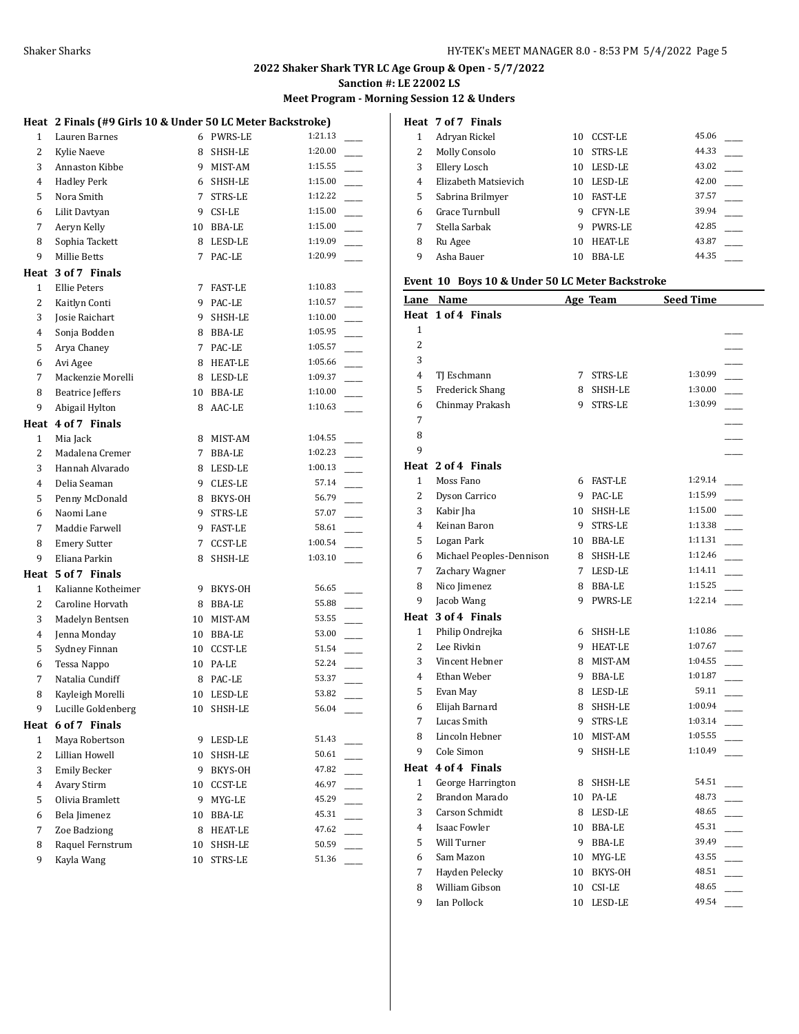## 2022 Shaker Shark TYR LC Age Group & Open - 5/7/2022

**Sanction #: LE 22002 LS**

**Meet Program - Morning Session 12 & Unders**

### Heat 2 Finals (#9 Girls 10 & Under 50 LC Meter Backstroke)

| Lane | Name | Age | Team | Seed Time | |
|---|---|---|---|---|---|
| 1 | Lauren Barnes | 6 | PWRS-LE | 1:21.13 | ___ |
| 2 | Kylie Naeve | 8 | SHSH-LE | 1:20.00 | ___ |
| 3 | Annaston Kibbe | 9 | MIST-AM | 1:15.55 | ___ |
| 4 | Hadley Perk | 6 | SHSH-LE | 1:15.00 | ___ |
| 5 | Nora Smith | 7 | STRS-LE | 1:12.22 | ___ |
| 6 | Lilit Davtyan | 9 | CSI-LE | 1:15.00 | ___ |
| 7 | Aeryn Kelly | 10 | BBA-LE | 1:15.00 | ___ |
| 8 | Sophia Tackett | 8 | LESD-LE | 1:19.09 | ___ |
| 9 | Millie Betts | 7 | PAC-LE | 1:20.99 | ___ |

### Heat 3 of 7 Finals

| Lane | Name | Age | Team | Seed Time | |
|---|---|---|---|---|---|
| 1 | Ellie Peters | 7 | FAST-LE | 1:10.83 | ___ |
| 2 | Kaitlyn Conti | 9 | PAC-LE | 1:10.57 | ___ |
| 3 | Josie Raichart | 9 | SHSH-LE | 1:10.00 | ___ |
| 4 | Sonja Bodden | 8 | BBA-LE | 1:05.95 | ___ |
| 5 | Arya Chaney | 7 | PAC-LE | 1:05.57 | ___ |
| 6 | Avi Agee | 8 | HEAT-LE | 1:05.66 | ___ |
| 7 | Mackenzie Morelli | 8 | LESD-LE | 1:09.37 | ___ |
| 8 | Beatrice Jeffers | 10 | BBA-LE | 1:10.00 | ___ |
| 9 | Abigail Hylton | 8 | AAC-LE | 1:10.63 | ___ |

### Heat 4 of 7 Finals

| Lane | Name | Age | Team | Seed Time | |
|---|---|---|---|---|---|
| 1 | Mia Jack | 8 | MIST-AM | 1:04.55 | ___ |
| 2 | Madalena Cremer | 7 | BBA-LE | 1:02.23 | ___ |
| 3 | Hannah Alvarado | 8 | LESD-LE | 1:00.13 | ___ |
| 4 | Delia Seaman | 9 | CLES-LE | 57.14 | ___ |
| 5 | Penny McDonald | 8 | BKYS-OH | 56.79 | ___ |
| 6 | Naomi Lane | 9 | STRS-LE | 57.07 | ___ |
| 7 | Maddie Farwell | 9 | FAST-LE | 58.61 | ___ |
| 8 | Emery Sutter | 7 | CCST-LE | 1:00.54 | ___ |
| 9 | Eliana Parkin | 8 | SHSH-LE | 1:03.10 | ___ |

### Heat 5 of 7 Finals

| Lane | Name | Age | Team | Seed Time | |
|---|---|---|---|---|---|
| 1 | Kalianne Kotheimer | 9 | BKYS-OH | 56.65 | ___ |
| 2 | Caroline Horvath | 8 | BBA-LE | 55.88 | ___ |
| 3 | Madelyn Bentsen | 10 | MIST-AM | 53.55 | ___ |
| 4 | Jenna Monday | 10 | BBA-LE | 53.00 | ___ |
| 5 | Sydney Finnan | 10 | CCST-LE | 51.54 | ___ |
| 6 | Tessa Nappo | 10 | PA-LE | 52.24 | ___ |
| 7 | Natalia Cundiff | 8 | PAC-LE | 53.37 | ___ |
| 8 | Kayleigh Morelli | 10 | LESD-LE | 53.82 | ___ |
| 9 | Lucille Goldenberg | 10 | SHSH-LE | 56.04 | ___ |

### Heat 6 of 7 Finals

| Lane | Name | Age | Team | Seed Time | |
|---|---|---|---|---|---|
| 1 | Maya Robertson | 9 | LESD-LE | 51.43 | ___ |
| 2 | Lillian Howell | 10 | SHSH-LE | 50.61 | ___ |
| 3 | Emily Becker | 9 | BKYS-OH | 47.82 | ___ |
| 4 | Avary Stirm | 10 | CCST-LE | 46.97 | ___ |
| 5 | Olivia Bramlett | 9 | MYG-LE | 45.29 | ___ |
| 6 | Bela Jimenez | 10 | BBA-LE | 45.31 | ___ |
| 7 | Zoe Badziong | 8 | HEAT-LE | 47.62 | ___ |
| 8 | Raquel Fernstrum | 10 | SHSH-LE | 50.59 | ___ |
| 9 | Kayla Wang | 10 | STRS-LE | 51.36 | ___ |

### Heat 7 of 7 Finals

| Lane | Name | Age | Team | Seed Time | |
|---|---|---|---|---|---|
| 1 | Adryan Rickel | 10 | CCST-LE | 45.06 | ___ |
| 2 | Molly Consolo | 10 | STRS-LE | 44.33 | ___ |
| 3 | Ellery Losch | 10 | LESD-LE | 43.02 | ___ |
| 4 | Elizabeth Matsievich | 10 | LESD-LE | 42.00 | ___ |
| 5 | Sabrina Brilmyer | 10 | FAST-LE | 37.57 | ___ |
| 6 | Grace Turnbull | 9 | CFYN-LE | 39.94 | ___ |
| 7 | Stella Sarbak | 9 | PWRS-LE | 42.85 | ___ |
| 8 | Ru Agee | 10 | HEAT-LE | 43.87 | ___ |
| 9 | Asha Bauer | 10 | BBA-LE | 44.35 | ___ |

## Event 10 Boys 10 & Under 50 LC Meter Backstroke

### Heat 1 of 4 Finals

| Lane | Name | Age | Team | Seed Time | |
|---|---|---|---|---|---|
| 1 | | | | | ___ |
| 2 | | | | | ___ |
| 3 | | | | | ___ |
| 4 | TJ Eschmann | 7 | STRS-LE | 1:30.99 | ___ |
| 5 | Frederick Shang | 8 | SHSH-LE | 1:30.00 | ___ |
| 6 | Chinmay Prakash | 9 | STRS-LE | 1:30.99 | ___ |
| 7 | | | | | ___ |
| 8 | | | | | ___ |
| 9 | | | | | ___ |

### Heat 2 of 4 Finals

| Lane | Name | Age | Team | Seed Time | |
|---|---|---|---|---|---|
| 1 | Moss Fano | 6 | FAST-LE | 1:29.14 | ___ |
| 2 | Dyson Carrico | 9 | PAC-LE | 1:15.99 | ___ |
| 3 | Kabir Jha | 10 | SHSH-LE | 1:15.00 | ___ |
| 4 | Keinan Baron | 9 | STRS-LE | 1:13.38 | ___ |
| 5 | Logan Park | 10 | BBA-LE | 1:11.31 | ___ |
| 6 | Michael Peoples-Dennison | 8 | SHSH-LE | 1:12.46 | ___ |
| 7 | Zachary Wagner | 7 | LESD-LE | 1:14.11 | ___ |
| 8 | Nico Jimenez | 8 | BBA-LE | 1:15.25 | ___ |
| 9 | Jacob Wang | 9 | PWRS-LE | 1:22.14 | ___ |

### Heat 3 of 4 Finals

| Lane | Name | Age | Team | Seed Time | |
|---|---|---|---|---|---|
| 1 | Philip Ondrejka | 6 | SHSH-LE | 1:10.86 | ___ |
| 2 | Lee Rivkin | 9 | HEAT-LE | 1:07.67 | ___ |
| 3 | Vincent Hebner | 8 | MIST-AM | 1:04.55 | ___ |
| 4 | Ethan Weber | 9 | BBA-LE | 1:01.87 | ___ |
| 5 | Evan May | 8 | LESD-LE | 59.11 | ___ |
| 6 | Elijah Barnard | 8 | SHSH-LE | 1:00.94 | ___ |
| 7 | Lucas Smith | 9 | STRS-LE | 1:03.14 | ___ |
| 8 | Lincoln Hebner | 10 | MIST-AM | 1:05.55 | ___ |
| 9 | Cole Simon | 9 | SHSH-LE | 1:10.49 | ___ |

### Heat 4 of 4 Finals

| Lane | Name | Age | Team | Seed Time | |
|---|---|---|---|---|---|
| 1 | George Harrington | 8 | SHSH-LE | 54.51 | ___ |
| 2 | Brandon Marado | 10 | PA-LE | 48.73 | ___ |
| 3 | Carson Schmidt | 8 | LESD-LE | 48.65 | ___ |
| 4 | Isaac Fowler | 10 | BBA-LE | 45.31 | ___ |
| 5 | Will Turner | 9 | BBA-LE | 39.49 | ___ |
| 6 | Sam Mazon | 10 | MYG-LE | 43.55 | ___ |
| 7 | Hayden Pelecky | 10 | BKYS-OH | 48.51 | ___ |
| 8 | William Gibson | 10 | CSI-LE | 48.65 | ___ |
| 9 | Ian Pollock | 10 | LESD-LE | 49.54 | ___ |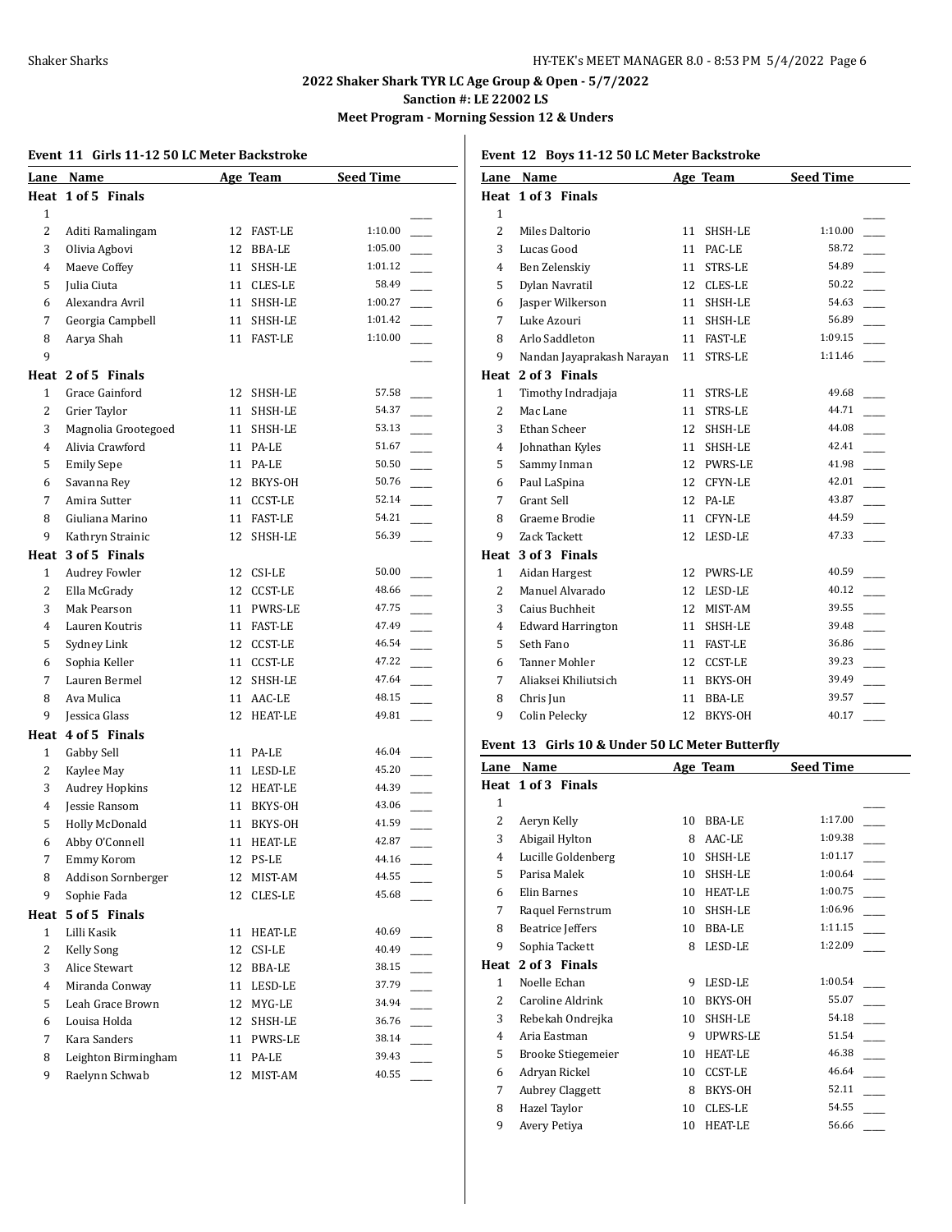## 2022 Shaker Shark TYR LC Age Group & Open - 5/7/2022

**Sanction #: LE 22002 LS**

**Meet Program - Morning Session 12 & Unders**

### Event 11 Girls 11-12 50 LC Meter Backstroke

| Lane | Name | Age | Team | Seed Time | |
|---|---|---|---|---|---|
| **Heat 1 of 5 Finals** | | | | | |
| 1 | | | | | ____ |
| 2 | Aditi Ramalingam | 12 | FAST-LE | 1:10.00 | ____ |
| 3 | Olivia Agbovi | 12 | BBA-LE | 1:05.00 | ____ |
| 4 | Maeve Coffey | 11 | SHSH-LE | 1:01.12 | ____ |
| 5 | Julia Ciuta | 11 | CLES-LE | 58.49 | ____ |
| 6 | Alexandra Avril | 11 | SHSH-LE | 1:00.27 | ____ |
| 7 | Georgia Campbell | 11 | SHSH-LE | 1:01.42 | ____ |
| 8 | Aarya Shah | 11 | FAST-LE | 1:10.00 | ____ |
| 9 | | | | | ____ |
| **Heat 2 of 5 Finals** | | | | | |
| 1 | Grace Gainford | 12 | SHSH-LE | 57.58 | ____ |
| 2 | Grier Taylor | 11 | SHSH-LE | 54.37 | ____ |
| 3 | Magnolia Grootegoed | 11 | SHSH-LE | 53.13 | ____ |
| 4 | Alivia Crawford | 11 | PA-LE | 51.67 | ____ |
| 5 | Emily Sepe | 11 | PA-LE | 50.50 | ____ |
| 6 | Savanna Rey | 12 | BKYS-OH | 50.76 | ____ |
| 7 | Amira Sutter | 11 | CCST-LE | 52.14 | ____ |
| 8 | Giuliana Marino | 11 | FAST-LE | 54.21 | ____ |
| 9 | Kathryn Strainic | 12 | SHSH-LE | 56.39 | ____ |
| **Heat 3 of 5 Finals** | | | | | |
| 1 | Audrey Fowler | 12 | CSI-LE | 50.00 | ____ |
| 2 | Ella McGrady | 12 | CCST-LE | 48.66 | ____ |
| 3 | Mak Pearson | 11 | PWRS-LE | 47.75 | ____ |
| 4 | Lauren Koutris | 11 | FAST-LE | 47.49 | ____ |
| 5 | Sydney Link | 12 | CCST-LE | 46.54 | ____ |
| 6 | Sophia Keller | 11 | CCST-LE | 47.22 | ____ |
| 7 | Lauren Bermel | 12 | SHSH-LE | 47.64 | ____ |
| 8 | Ava Mulica | 11 | AAC-LE | 48.15 | ____ |
| 9 | Jessica Glass | 12 | HEAT-LE | 49.81 | ____ |
| **Heat 4 of 5 Finals** | | | | | |
| 1 | Gabby Sell | 11 | PA-LE | 46.04 | ____ |
| 2 | Kaylee May | 11 | LESD-LE | 45.20 | ____ |
| 3 | Audrey Hopkins | 12 | HEAT-LE | 44.39 | ____ |
| 4 | Jessie Ransom | 11 | BKYS-OH | 43.06 | ____ |
| 5 | Holly McDonald | 11 | BKYS-OH | 41.59 | ____ |
| 6 | Abby O'Connell | 11 | HEAT-LE | 42.87 | ____ |
| 7 | Emmy Korom | 12 | PS-LE | 44.16 | ____ |
| 8 | Addison Sornberger | 12 | MIST-AM | 44.55 | ____ |
| 9 | Sophie Fada | 12 | CLES-LE | 45.68 | ____ |
| **Heat 5 of 5 Finals** | | | | | |
| 1 | Lilli Kasik | 11 | HEAT-LE | 40.69 | ____ |
| 2 | Kelly Song | 12 | CSI-LE | 40.49 | ____ |
| 3 | Alice Stewart | 12 | BBA-LE | 38.15 | ____ |
| 4 | Miranda Conway | 11 | LESD-LE | 37.79 | ____ |
| 5 | Leah Grace Brown | 12 | MYG-LE | 34.94 | ____ |
| 6 | Louisa Holda | 12 | SHSH-LE | 36.76 | ____ |
| 7 | Kara Sanders | 11 | PWRS-LE | 38.14 | ____ |
| 8 | Leighton Birmingham | 11 | PA-LE | 39.43 | ____ |
| 9 | Raelynn Schwab | 12 | MIST-AM | 40.55 | ____ |

### Event 12 Boys 11-12 50 LC Meter Backstroke

| Lane | Name | Age | Team | Seed Time | |
|---|---|---|---|---|---|
| **Heat 1 of 3 Finals** | | | | | |
| 1 | | | | | ____ |
| 2 | Miles Daltorio | 11 | SHSH-LE | 1:10.00 | ____ |
| 3 | Lucas Good | 11 | PAC-LE | 58.72 | ____ |
| 4 | Ben Zelenskiy | 11 | STRS-LE | 54.89 | ____ |
| 5 | Dylan Navratil | 12 | CLES-LE | 50.22 | ____ |
| 6 | Jasper Wilkerson | 11 | SHSH-LE | 54.63 | ____ |
| 7 | Luke Azouri | 11 | SHSH-LE | 56.89 | ____ |
| 8 | Arlo Saddleton | 11 | FAST-LE | 1:09.15 | ____ |
| 9 | Nandan Jayaprakash Narayan | 11 | STRS-LE | 1:11.46 | ____ |
| **Heat 2 of 3 Finals** | | | | | |
| 1 | Timothy Indradjaja | 11 | STRS-LE | 49.68 | ____ |
| 2 | Mac Lane | 11 | STRS-LE | 44.71 | ____ |
| 3 | Ethan Scheer | 12 | SHSH-LE | 44.08 | ____ |
| 4 | Johnathan Kyles | 11 | SHSH-LE | 42.41 | ____ |
| 5 | Sammy Inman | 12 | PWRS-LE | 41.98 | ____ |
| 6 | Paul LaSpina | 12 | CFYN-LE | 42.01 | ____ |
| 7 | Grant Sell | 12 | PA-LE | 43.87 | ____ |
| 8 | Graeme Brodie | 11 | CFYN-LE | 44.59 | ____ |
| 9 | Zack Tackett | 12 | LESD-LE | 47.33 | ____ |
| **Heat 3 of 3 Finals** | | | | | |
| 1 | Aidan Hargest | 12 | PWRS-LE | 40.59 | ____ |
| 2 | Manuel Alvarado | 12 | LESD-LE | 40.12 | ____ |
| 3 | Caius Buchheit | 12 | MIST-AM | 39.55 | ____ |
| 4 | Edward Harrington | 11 | SHSH-LE | 39.48 | ____ |
| 5 | Seth Fano | 11 | FAST-LE | 36.86 | ____ |
| 6 | Tanner Mohler | 12 | CCST-LE | 39.23 | ____ |
| 7 | Aliaksei Khiliutsich | 11 | BKYS-OH | 39.49 | ____ |
| 8 | Chris Jun | 11 | BBA-LE | 39.57 | ____ |
| 9 | Colin Pelecky | 12 | BKYS-OH | 40.17 | ____ |

### Event 13 Girls 10 & Under 50 LC Meter Butterfly

| Lane | Name | Age | Team | Seed Time | |
|---|---|---|---|---|---|
| **Heat 1 of 3 Finals** | | | | | |
| 1 | | | | | ____ |
| 2 | Aeryn Kelly | 10 | BBA-LE | 1:17.00 | ____ |
| 3 | Abigail Hylton | 8 | AAC-LE | 1:09.38 | ____ |
| 4 | Lucille Goldenberg | 10 | SHSH-LE | 1:01.17 | ____ |
| 5 | Parisa Malek | 10 | SHSH-LE | 1:00.64 | ____ |
| 6 | Elin Barnes | 10 | HEAT-LE | 1:00.75 | ____ |
| 7 | Raquel Fernstrum | 10 | SHSH-LE | 1:06.96 | ____ |
| 8 | Beatrice Jeffers | 10 | BBA-LE | 1:11.15 | ____ |
| 9 | Sophia Tackett | 8 | LESD-LE | 1:22.09 | ____ |
| **Heat 2 of 3 Finals** | | | | | |
| 1 | Noelle Echan | 9 | LESD-LE | 1:00.54 | ____ |
| 2 | Caroline Aldrink | 10 | BKYS-OH | 55.07 | ____ |
| 3 | Rebekah Ondrejka | 10 | SHSH-LE | 54.18 | ____ |
| 4 | Aria Eastman | 9 | UPWRS-LE | 51.54 | ____ |
| 5 | Brooke Stiegemeier | 10 | HEAT-LE | 46.38 | ____ |
| 6 | Adryan Rickel | 10 | CCST-LE | 46.64 | ____ |
| 7 | Aubrey Claggett | 8 | BKYS-OH | 52.11 | ____ |
| 8 | Hazel Taylor | 10 | CLES-LE | 54.55 | ____ |
| 9 | Avery Petiya | 10 | HEAT-LE | 56.66 | ____ |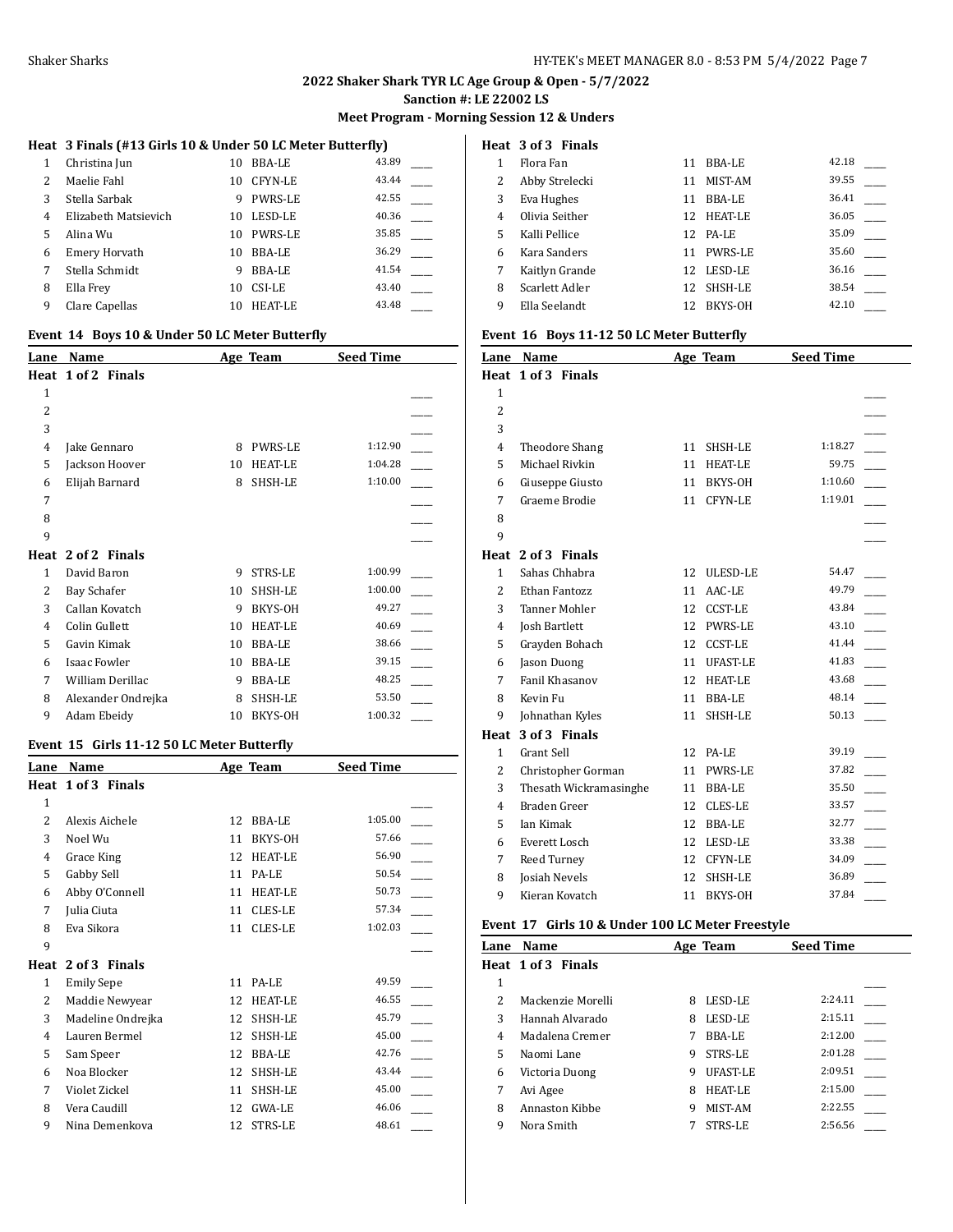**2022 Shaker Shark TYR LC Age Group & Open - 5/7/2022**

**Sanction #: LE 22002 LS**

**Meet Program - Morning Session 12 & Unders**

**Heat 3 Finals (#13 Girls 10 & Under 50 LC Meter Butterfly)**

| Lane | Name | Age | Team | Seed Time | |
|---|---|---|---|---|---|
| 1 | Christina Jun | 10 | BBA-LE | 43.89 | ____ |
| 2 | Maelie Fahl | 10 | CFYN-LE | 43.44 | ____ |
| 3 | Stella Sarbak | 9 | PWRS-LE | 42.55 | ____ |
| 4 | Elizabeth Matsievich | 10 | LESD-LE | 40.36 | ____ |
| 5 | Alina Wu | 10 | PWRS-LE | 35.85 | ____ |
| 6 | Emery Horvath | 10 | BBA-LE | 36.29 | ____ |
| 7 | Stella Schmidt | 9 | BBA-LE | 41.54 | ____ |
| 8 | Ella Frey | 10 | CSI-LE | 43.40 | ____ |
| 9 | Clare Capellas | 10 | HEAT-LE | 43.48 | ____ |

## Event 14 Boys 10 & Under 50 LC Meter Butterfly

| Lane | Name | Age | Team | Seed Time | |
|---|---|---|---|---|---|
| **Heat 1 of 2 Finals** | | | | | |
| 1 | | | | | ____ |
| 2 | | | | | ____ |
| 3 | | | | | ____ |
| 4 | Jake Gennaro | 8 | PWRS-LE | 1:12.90 | ____ |
| 5 | Jackson Hoover | 10 | HEAT-LE | 1:04.28 | ____ |
| 6 | Elijah Barnard | 8 | SHSH-LE | 1:10.00 | ____ |
| 7 | | | | | ____ |
| 8 | | | | | ____ |
| 9 | | | | | ____ |
| **Heat 2 of 2 Finals** | | | | | |
| 1 | David Baron | 9 | STRS-LE | 1:00.99 | ____ |
| 2 | Bay Schafer | 10 | SHSH-LE | 1:00.00 | ____ |
| 3 | Callan Kovatch | 9 | BKYS-OH | 49.27 | ____ |
| 4 | Colin Gullett | 10 | HEAT-LE | 40.69 | ____ |
| 5 | Gavin Kimak | 10 | BBA-LE | 38.66 | ____ |
| 6 | Isaac Fowler | 10 | BBA-LE | 39.15 | ____ |
| 7 | William Derillac | 9 | BBA-LE | 48.25 | ____ |
| 8 | Alexander Ondrejka | 8 | SHSH-LE | 53.50 | ____ |
| 9 | Adam Ebeidy | 10 | BKYS-OH | 1:00.32 | ____ |

## Event 15 Girls 11-12 50 LC Meter Butterfly

| Lane | Name | Age | Team | Seed Time | |
|---|---|---|---|---|---|
| **Heat 1 of 3 Finals** | | | | | |
| 1 | | | | | ____ |
| 2 | Alexis Aichele | 12 | BBA-LE | 1:05.00 | ____ |
| 3 | Noel Wu | 11 | BKYS-OH | 57.66 | ____ |
| 4 | Grace King | 12 | HEAT-LE | 56.90 | ____ |
| 5 | Gabby Sell | 11 | PA-LE | 50.54 | ____ |
| 6 | Abby O'Connell | 11 | HEAT-LE | 50.73 | ____ |
| 7 | Julia Ciuta | 11 | CLES-LE | 57.34 | ____ |
| 8 | Eva Sikora | 11 | CLES-LE | 1:02.03 | ____ |
| 9 | | | | | ____ |
| **Heat 2 of 3 Finals** | | | | | |
| 1 | Emily Sepe | 11 | PA-LE | 49.59 | ____ |
| 2 | Maddie Newyear | 12 | HEAT-LE | 46.55 | ____ |
| 3 | Madeline Ondrejka | 12 | SHSH-LE | 45.79 | ____ |
| 4 | Lauren Bermel | 12 | SHSH-LE | 45.00 | ____ |
| 5 | Sam Speer | 12 | BBA-LE | 42.76 | ____ |
| 6 | Noa Blocker | 12 | SHSH-LE | 43.44 | ____ |
| 7 | Violet Zickel | 11 | SHSH-LE | 45.00 | ____ |
| 8 | Vera Caudill | 12 | GWA-LE | 46.06 | ____ |
| 9 | Nina Demenkova | 12 | STRS-LE | 48.61 | ____ |
| **Heat 3 of 3 Finals** | | | | | |
| 1 | Flora Fan | 11 | BBA-LE | 42.18 | ____ |
| 2 | Abby Strelecki | 11 | MIST-AM | 39.55 | ____ |
| 3 | Eva Hughes | 11 | BBA-LE | 36.41 | ____ |
| 4 | Olivia Seither | 12 | HEAT-LE | 36.05 | ____ |
| 5 | Kalli Pellice | 12 | PA-LE | 35.09 | ____ |
| 6 | Kara Sanders | 11 | PWRS-LE | 35.60 | ____ |
| 7 | Kaitlyn Grande | 12 | LESD-LE | 36.16 | ____ |
| 8 | Scarlett Adler | 12 | SHSH-LE | 38.54 | ____ |
| 9 | Ella Seelandt | 12 | BKYS-OH | 42.10 | ____ |

## Event 16 Boys 11-12 50 LC Meter Butterfly

| Lane | Name | Age | Team | Seed Time | |
|---|---|---|---|---|---|
| **Heat 1 of 3 Finals** | | | | | |
| 1 | | | | | ____ |
| 2 | | | | | ____ |
| 3 | | | | | ____ |
| 4 | Theodore Shang | 11 | SHSH-LE | 1:18.27 | ____ |
| 5 | Michael Rivkin | 11 | HEAT-LE | 59.75 | ____ |
| 6 | Giuseppe Giusto | 11 | BKYS-OH | 1:10.60 | ____ |
| 7 | Graeme Brodie | 11 | CFYN-LE | 1:19.01 | ____ |
| 8 | | | | | ____ |
| 9 | | | | | ____ |
| **Heat 2 of 3 Finals** | | | | | |
| 1 | Sahas Chhabra | 12 | ULESD-LE | 54.47 | ____ |
| 2 | Ethan Fantozz | 11 | AAC-LE | 49.79 | ____ |
| 3 | Tanner Mohler | 12 | CCST-LE | 43.84 | ____ |
| 4 | Josh Bartlett | 12 | PWRS-LE | 43.10 | ____ |
| 5 | Grayden Bohach | 12 | CCST-LE | 41.44 | ____ |
| 6 | Jason Duong | 11 | UFAST-LE | 41.83 | ____ |
| 7 | Fanil Khasanov | 12 | HEAT-LE | 43.68 | ____ |
| 8 | Kevin Fu | 11 | BBA-LE | 48.14 | ____ |
| 9 | Johnathan Kyles | 11 | SHSH-LE | 50.13 | ____ |
| **Heat 3 of 3 Finals** | | | | | |
| 1 | Grant Sell | 12 | PA-LE | 39.19 | ____ |
| 2 | Christopher Gorman | 11 | PWRS-LE | 37.82 | ____ |
| 3 | Thesath Wickramasinghe | 11 | BBA-LE | 35.50 | ____ |
| 4 | Braden Greer | 12 | CLES-LE | 33.57 | ____ |
| 5 | Ian Kimak | 12 | BBA-LE | 32.77 | ____ |
| 6 | Everett Losch | 12 | LESD-LE | 33.38 | ____ |
| 7 | Reed Turney | 12 | CFYN-LE | 34.09 | ____ |
| 8 | Josiah Nevels | 12 | SHSH-LE | 36.89 | ____ |
| 9 | Kieran Kovatch | 11 | BKYS-OH | 37.84 | ____ |

## Event 17 Girls 10 & Under 100 LC Meter Freestyle

| Lane | Name | Age | Team | Seed Time | |
|---|---|---|---|---|---|
| **Heat 1 of 3 Finals** | | | | | |
| 1 | | | | | ____ |
| 2 | Mackenzie Morelli | 8 | LESD-LE | 2:24.11 | ____ |
| 3 | Hannah Alvarado | 8 | LESD-LE | 2:15.11 | ____ |
| 4 | Madalena Cremer | 7 | BBA-LE | 2:12.00 | ____ |
| 5 | Naomi Lane | 9 | STRS-LE | 2:01.28 | ____ |
| 6 | Victoria Duong | 9 | UFAST-LE | 2:09.51 | ____ |
| 7 | Avi Agee | 8 | HEAT-LE | 2:15.00 | ____ |
| 8 | Annaston Kibbe | 9 | MIST-AM | 2:22.55 | ____ |
| 9 | Nora Smith | 7 | STRS-LE | 2:56.56 | ____ |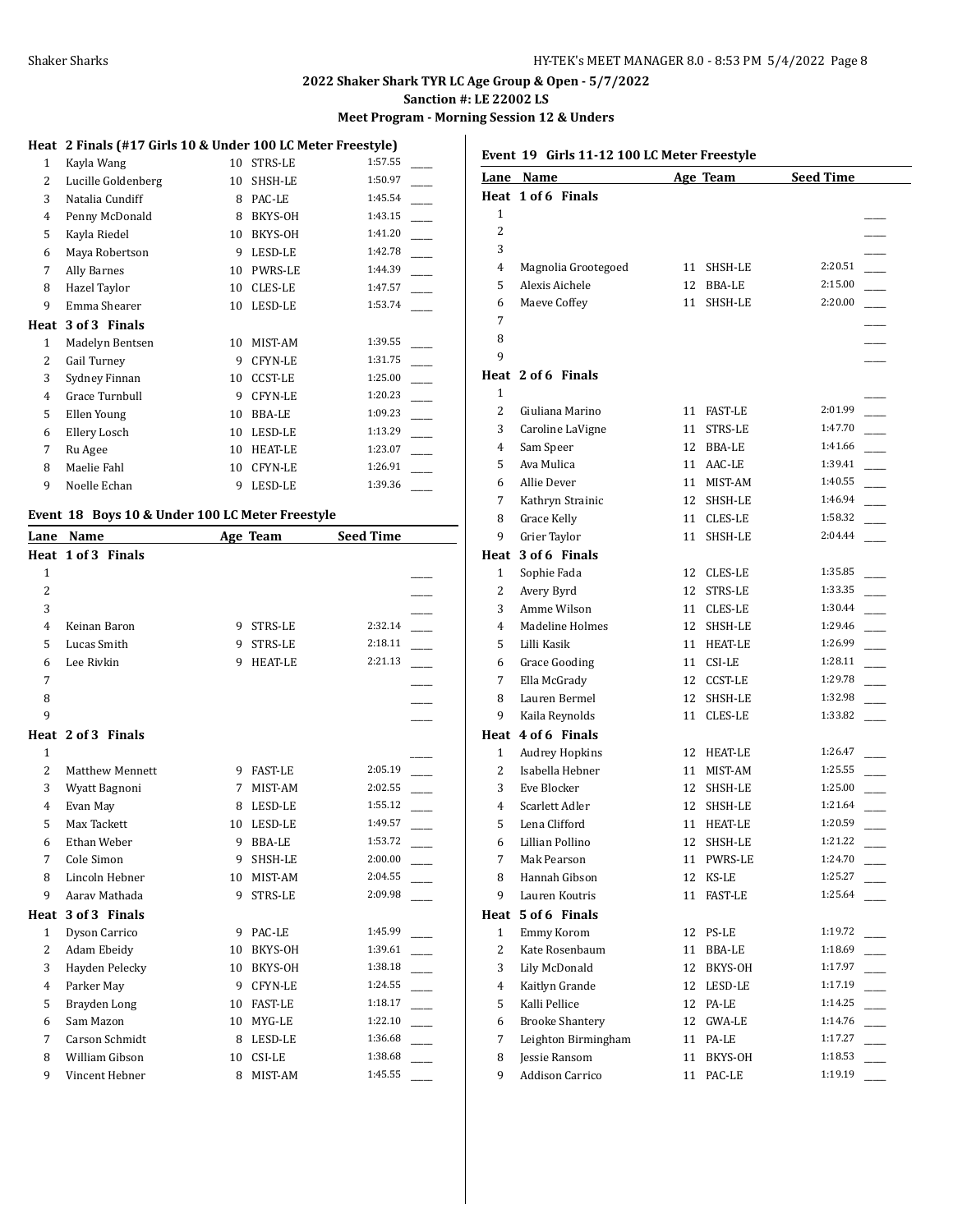## 2022 Shaker Shark TYR LC Age Group & Open - 5/7/2022

**Sanction #: LE 22002 LS**

**Meet Program - Morning Session 12 & Unders**

**Heat 2 Finals (#17 Girls 10 & Under 100 LC Meter Freestyle)**

| Lane | Name | Age | Team | Seed Time | |
|---|---|---|---|---|---|
| 1 | Kayla Wang | 10 | STRS-LE | 1:57.55 | ____ |
| 2 | Lucille Goldenberg | 10 | SHSH-LE | 1:50.97 | ____ |
| 3 | Natalia Cundiff | 8 | PAC-LE | 1:45.54 | ____ |
| 4 | Penny McDonald | 8 | BKYS-OH | 1:43.15 | ____ |
| 5 | Kayla Riedel | 10 | BKYS-OH | 1:41.20 | ____ |
| 6 | Maya Robertson | 9 | LESD-LE | 1:42.78 | ____ |
| 7 | Ally Barnes | 10 | PWRS-LE | 1:44.39 | ____ |
| 8 | Hazel Taylor | 10 | CLES-LE | 1:47.57 | ____ |
| 9 | Emma Shearer | 10 | LESD-LE | 1:53.74 | ____ |
| **Heat 3 of 3 Finals** | | | | | |
| 1 | Madelyn Bentsen | 10 | MIST-AM | 1:39.55 | ____ |
| 2 | Gail Turney | 9 | CFYN-LE | 1:31.75 | ____ |
| 3 | Sydney Finnan | 10 | CCST-LE | 1:25.00 | ____ |
| 4 | Grace Turnbull | 9 | CFYN-LE | 1:20.23 | ____ |
| 5 | Ellen Young | 10 | BBA-LE | 1:09.23 | ____ |
| 6 | Ellery Losch | 10 | LESD-LE | 1:13.29 | ____ |
| 7 | Ru Agee | 10 | HEAT-LE | 1:23.07 | ____ |
| 8 | Maelie Fahl | 10 | CFYN-LE | 1:26.91 | ____ |
| 9 | Noelle Echan | 9 | LESD-LE | 1:39.36 | ____ |

### Event 18 Boys 10 & Under 100 LC Meter Freestyle

| Lane | Name | Age | Team | Seed Time | |
|---|---|---|---|---|---|
| **Heat 1 of 3 Finals** | | | | | |
| 1 | | | | | ____ |
| 2 | | | | | ____ |
| 3 | | | | | ____ |
| 4 | Keinan Baron | 9 | STRS-LE | 2:32.14 | ____ |
| 5 | Lucas Smith | 9 | STRS-LE | 2:18.11 | ____ |
| 6 | Lee Rivkin | 9 | HEAT-LE | 2:21.13 | ____ |
| 7 | | | | | ____ |
| 8 | | | | | ____ |
| 9 | | | | | ____ |
| **Heat 2 of 3 Finals** | | | | | |
| 1 | | | | | ____ |
| 2 | Matthew Mennett | 9 | FAST-LE | 2:05.19 | ____ |
| 3 | Wyatt Bagnoni | 7 | MIST-AM | 2:02.55 | ____ |
| 4 | Evan May | 8 | LESD-LE | 1:55.12 | ____ |
| 5 | Max Tackett | 10 | LESD-LE | 1:49.57 | ____ |
| 6 | Ethan Weber | 9 | BBA-LE | 1:53.72 | ____ |
| 7 | Cole Simon | 9 | SHSH-LE | 2:00.00 | ____ |
| 8 | Lincoln Hebner | 10 | MIST-AM | 2:04.55 | ____ |
| 9 | Aarav Mathada | 9 | STRS-LE | 2:09.98 | ____ |
| **Heat 3 of 3 Finals** | | | | | |
| 1 | Dyson Carrico | 9 | PAC-LE | 1:45.99 | ____ |
| 2 | Adam Ebeidy | 10 | BKYS-OH | 1:39.61 | ____ |
| 3 | Hayden Pelecky | 10 | BKYS-OH | 1:38.18 | ____ |
| 4 | Parker May | 9 | CFYN-LE | 1:24.55 | ____ |
| 5 | Brayden Long | 10 | FAST-LE | 1:18.17 | ____ |
| 6 | Sam Mazon | 10 | MYG-LE | 1:22.10 | ____ |
| 7 | Carson Schmidt | 8 | LESD-LE | 1:36.68 | ____ |
| 8 | William Gibson | 10 | CSI-LE | 1:38.68 | ____ |
| 9 | Vincent Hebner | 8 | MIST-AM | 1:45.55 | ____ |

### Event 19 Girls 11-12 100 LC Meter Freestyle

| Lane | Name | Age | Team | Seed Time | |
|---|---|---|---|---|---|
| **Heat 1 of 6 Finals** | | | | | |
| 1 | | | | | ____ |
| 2 | | | | | ____ |
| 3 | | | | | ____ |
| 4 | Magnolia Grootegoed | 11 | SHSH-LE | 2:20.51 | ____ |
| 5 | Alexis Aichele | 12 | BBA-LE | 2:15.00 | ____ |
| 6 | Maeve Coffey | 11 | SHSH-LE | 2:20.00 | ____ |
| 7 | | | | | ____ |
| 8 | | | | | ____ |
| 9 | | | | | ____ |
| **Heat 2 of 6 Finals** | | | | | |
| 1 | | | | | ____ |
| 2 | Giuliana Marino | 11 | FAST-LE | 2:01.99 | ____ |
| 3 | Caroline LaVigne | 11 | STRS-LE | 1:47.70 | ____ |
| 4 | Sam Speer | 12 | BBA-LE | 1:41.66 | ____ |
| 5 | Ava Mulica | 11 | AAC-LE | 1:39.41 | ____ |
| 6 | Allie Dever | 11 | MIST-AM | 1:40.55 | ____ |
| 7 | Kathryn Strainic | 12 | SHSH-LE | 1:46.94 | ____ |
| 8 | Grace Kelly | 11 | CLES-LE | 1:58.32 | ____ |
| 9 | Grier Taylor | 11 | SHSH-LE | 2:04.44 | ____ |
| **Heat 3 of 6 Finals** | | | | | |
| 1 | Sophie Fada | 12 | CLES-LE | 1:35.85 | ____ |
| 2 | Avery Byrd | 12 | STRS-LE | 1:33.35 | ____ |
| 3 | Amme Wilson | 11 | CLES-LE | 1:30.44 | ____ |
| 4 | Madeline Holmes | 12 | SHSH-LE | 1:29.46 | ____ |
| 5 | Lilli Kasik | 11 | HEAT-LE | 1:26.99 | ____ |
| 6 | Grace Gooding | 11 | CSI-LE | 1:28.11 | ____ |
| 7 | Ella McGrady | 12 | CCST-LE | 1:29.78 | ____ |
| 8 | Lauren Bermel | 12 | SHSH-LE | 1:32.98 | ____ |
| 9 | Kaila Reynolds | 11 | CLES-LE | 1:33.82 | ____ |
| **Heat 4 of 6 Finals** | | | | | |
| 1 | Audrey Hopkins | 12 | HEAT-LE | 1:26.47 | ____ |
| 2 | Isabella Hebner | 11 | MIST-AM | 1:25.55 | ____ |
| 3 | Eve Blocker | 12 | SHSH-LE | 1:25.00 | ____ |
| 4 | Scarlett Adler | 12 | SHSH-LE | 1:21.64 | ____ |
| 5 | Lena Clifford | 11 | HEAT-LE | 1:20.59 | ____ |
| 6 | Lillian Pollino | 12 | SHSH-LE | 1:21.22 | ____ |
| 7 | Mak Pearson | 11 | PWRS-LE | 1:24.70 | ____ |
| 8 | Hannah Gibson | 12 | KS-LE | 1:25.27 | ____ |
| 9 | Lauren Koutris | 11 | FAST-LE | 1:25.64 | ____ |
| **Heat 5 of 6 Finals** | | | | | |
| 1 | Emmy Korom | 12 | PS-LE | 1:19.72 | ____ |
| 2 | Kate Rosenbaum | 11 | BBA-LE | 1:18.69 | ____ |
| 3 | Lily McDonald | 12 | BKYS-OH | 1:17.97 | ____ |
| 4 | Kaitlyn Grande | 12 | LESD-LE | 1:17.19 | ____ |
| 5 | Kalli Pellice | 12 | PA-LE | 1:14.25 | ____ |
| 6 | Brooke Shantery | 12 | GWA-LE | 1:14.76 | ____ |
| 7 | Leighton Birmingham | 11 | PA-LE | 1:17.27 | ____ |
| 8 | Jessie Ransom | 11 | BKYS-OH | 1:18.53 | ____ |
| 9 | Addison Carrico | 11 | PAC-LE | 1:19.19 | ____ |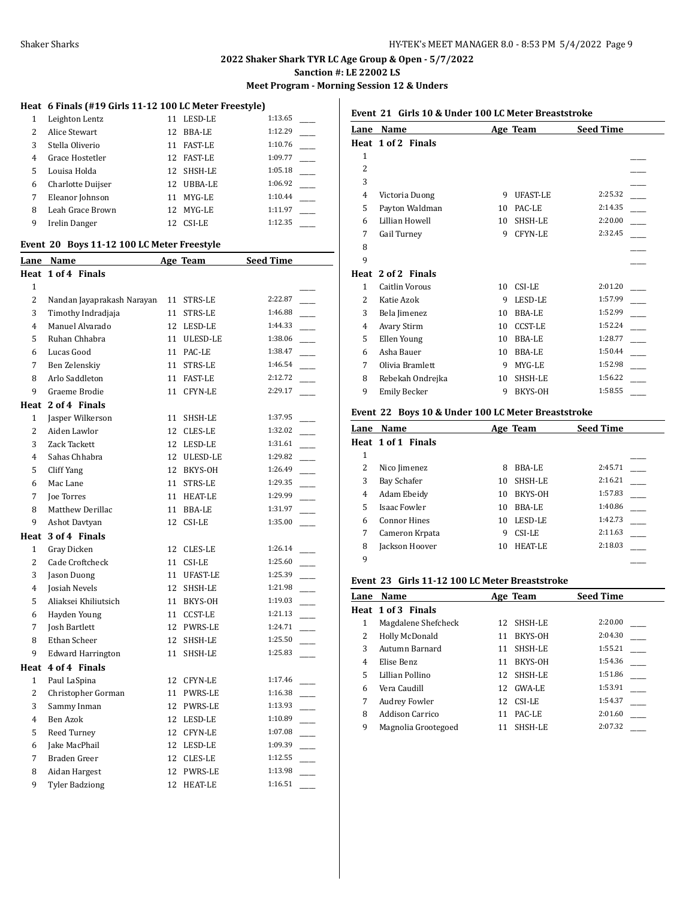## 2022 Shaker Shark TYR LC Age Group & Open - 5/7/2022

**Sanction #: LE 22002 LS**

**Meet Program - Morning Session 12 & Unders**

### Heat 6 Finals (#19 Girls 11-12 100 LC Meter Freestyle)

| Lane | Name | Age | Team | Seed Time | |
|---|---|---|---|---|---|
| 1 | Leighton Lentz | 11 | LESD-LE | 1:13.65 | ____ |
| 2 | Alice Stewart | 12 | BBA-LE | 1:12.29 | ____ |
| 3 | Stella Oliverio | 11 | FAST-LE | 1:10.76 | ____ |
| 4 | Grace Hostetler | 12 | FAST-LE | 1:09.77 | ____ |
| 5 | Louisa Holda | 12 | SHSH-LE | 1:05.18 | ____ |
| 6 | Charlotte Duijser | 12 | UBBA-LE | 1:06.92 | ____ |
| 7 | Eleanor Johnson | 11 | MYG-LE | 1:10.44 | ____ |
| 8 | Leah Grace Brown | 12 | MYG-LE | 1:11.97 | ____ |
| 9 | Irelin Danger | 12 | CSI-LE | 1:12.35 | ____ |

### Event 20 Boys 11-12 100 LC Meter Freestyle

| Lane | Name | Age | Team | Seed Time | |
|---|---|---|---|---|---|
| **Heat 1 of 4 Finals** | | | | | |
| 1 | | | | | ____ |
| 2 | Nandan Jayaprakash Narayan | 11 | STRS-LE | 2:22.87 | ____ |
| 3 | Timothy Indradjaja | 11 | STRS-LE | 1:46.88 | ____ |
| 4 | Manuel Alvarado | 12 | LESD-LE | 1:44.33 | ____ |
| 5 | Ruhan Chhabra | 11 | ULESD-LE | 1:38.06 | ____ |
| 6 | Lucas Good | 11 | PAC-LE | 1:38.47 | ____ |
| 7 | Ben Zelenskiy | 11 | STRS-LE | 1:46.54 | ____ |
| 8 | Arlo Saddleton | 11 | FAST-LE | 2:12.72 | ____ |
| 9 | Graeme Brodie | 11 | CFYN-LE | 2:29.17 | ____ |
| **Heat 2 of 4 Finals** | | | | | |
| 1 | Jasper Wilkerson | 11 | SHSH-LE | 1:37.95 | ____ |
| 2 | Aiden Lawlor | 12 | CLES-LE | 1:32.02 | ____ |
| 3 | Zack Tackett | 12 | LESD-LE | 1:31.61 | ____ |
| 4 | Sahas Chhabra | 12 | ULESD-LE | 1:29.82 | ____ |
| 5 | Cliff Yang | 12 | BKYS-OH | 1:26.49 | ____ |
| 6 | Mac Lane | 11 | STRS-LE | 1:29.35 | ____ |
| 7 | Joe Torres | 11 | HEAT-LE | 1:29.99 | ____ |
| 8 | Matthew Derillac | 11 | BBA-LE | 1:31.97 | ____ |
| 9 | Ashot Davtyan | 12 | CSI-LE | 1:35.00 | ____ |
| **Heat 3 of 4 Finals** | | | | | |
| 1 | Gray Dicken | 12 | CLES-LE | 1:26.14 | ____ |
| 2 | Cade Croftcheck | 11 | CSI-LE | 1:25.60 | ____ |
| 3 | Jason Duong | 11 | UFAST-LE | 1:25.39 | ____ |
| 4 | Josiah Nevels | 12 | SHSH-LE | 1:21.98 | ____ |
| 5 | Aliaksei Khiliutsich | 11 | BKYS-OH | 1:19.03 | ____ |
| 6 | Hayden Young | 11 | CCST-LE | 1:21.13 | ____ |
| 7 | Josh Bartlett | 12 | PWRS-LE | 1:24.71 | ____ |
| 8 | Ethan Scheer | 12 | SHSH-LE | 1:25.50 | ____ |
| 9 | Edward Harrington | 11 | SHSH-LE | 1:25.83 | ____ |
| **Heat 4 of 4 Finals** | | | | | |
| 1 | Paul LaSpina | 12 | CFYN-LE | 1:17.46 | ____ |
| 2 | Christopher Gorman | 11 | PWRS-LE | 1:16.38 | ____ |
| 3 | Sammy Inman | 12 | PWRS-LE | 1:13.93 | ____ |
| 4 | Ben Azok | 12 | LESD-LE | 1:10.89 | ____ |
| 5 | Reed Turney | 12 | CFYN-LE | 1:07.08 | ____ |
| 6 | Jake MacPhail | 12 | LESD-LE | 1:09.39 | ____ |
| 7 | Braden Greer | 12 | CLES-LE | 1:12.55 | ____ |
| 8 | Aidan Hargest | 12 | PWRS-LE | 1:13.98 | ____ |
| 9 | Tyler Badziong | 12 | HEAT-LE | 1:16.51 | ____ |

### Event 21 Girls 10 & Under 100 LC Meter Breaststroke

| Lane | Name | Age | Team | Seed Time | |
|---|---|---|---|---|---|
| **Heat 1 of 2 Finals** | | | | | |
| 1 | | | | | ____ |
| 2 | | | | | ____ |
| 3 | | | | | ____ |
| 4 | Victoria Duong | 9 | UFAST-LE | 2:25.32 | ____ |
| 5 | Payton Waldman | 10 | PAC-LE | 2:14.35 | ____ |
| 6 | Lillian Howell | 10 | SHSH-LE | 2:20.00 | ____ |
| 7 | Gail Turney | 9 | CFYN-LE | 2:32.45 | ____ |
| 8 | | | | | ____ |
| 9 | | | | | ____ |
| **Heat 2 of 2 Finals** | | | | | |
| 1 | Caitlin Vorous | 10 | CSI-LE | 2:01.20 | ____ |
| 2 | Katie Azok | 9 | LESD-LE | 1:57.99 | ____ |
| 3 | Bela Jimenez | 10 | BBA-LE | 1:52.99 | ____ |
| 4 | Avary Stirm | 10 | CCST-LE | 1:52.24 | ____ |
| 5 | Ellen Young | 10 | BBA-LE | 1:28.77 | ____ |
| 6 | Asha Bauer | 10 | BBA-LE | 1:50.44 | ____ |
| 7 | Olivia Bramlett | 9 | MYG-LE | 1:52.98 | ____ |
| 8 | Rebekah Ondrejka | 10 | SHSH-LE | 1:56.22 | ____ |
| 9 | Emily Becker | 9 | BKYS-OH | 1:58.55 | ____ |

### Event 22 Boys 10 & Under 100 LC Meter Breaststroke

| Lane | Name | Age | Team | Seed Time | |
|---|---|---|---|---|---|
| **Heat 1 of 1 Finals** | | | | | |
| 1 | | | | | ____ |
| 2 | Nico Jimenez | 8 | BBA-LE | 2:45.71 | ____ |
| 3 | Bay Schafer | 10 | SHSH-LE | 2:16.21 | ____ |
| 4 | Adam Ebeidy | 10 | BKYS-OH | 1:57.83 | ____ |
| 5 | Isaac Fowler | 10 | BBA-LE | 1:40.86 | ____ |
| 6 | Connor Hines | 10 | LESD-LE | 1:42.73 | ____ |
| 7 | Cameron Krpata | 9 | CSI-LE | 2:11.63 | ____ |
| 8 | Jackson Hoover | 10 | HEAT-LE | 2:18.03 | ____ |
| 9 | | | | | ____ |

### Event 23 Girls 11-12 100 LC Meter Breaststroke

| Lane | Name | Age | Team | Seed Time | |
|---|---|---|---|---|---|
| **Heat 1 of 3 Finals** | | | | | |
| 1 | Magdalene Shefcheck | 12 | SHSH-LE | 2:20.00 | ____ |
| 2 | Holly McDonald | 11 | BKYS-OH | 2:04.30 | ____ |
| 3 | Autumn Barnard | 11 | SHSH-LE | 1:55.21 | ____ |
| 4 | Elise Benz | 11 | BKYS-OH | 1:54.36 | ____ |
| 5 | Lillian Pollino | 12 | SHSH-LE | 1:51.86 | ____ |
| 6 | Vera Caudill | 12 | GWA-LE | 1:53.91 | ____ |
| 7 | Audrey Fowler | 12 | CSI-LE | 1:54.37 | ____ |
| 8 | Addison Carrico | 11 | PAC-LE | 2:01.60 | ____ |
| 9 | Magnolia Grootegoed | 11 | SHSH-LE | 2:07.32 | ____ |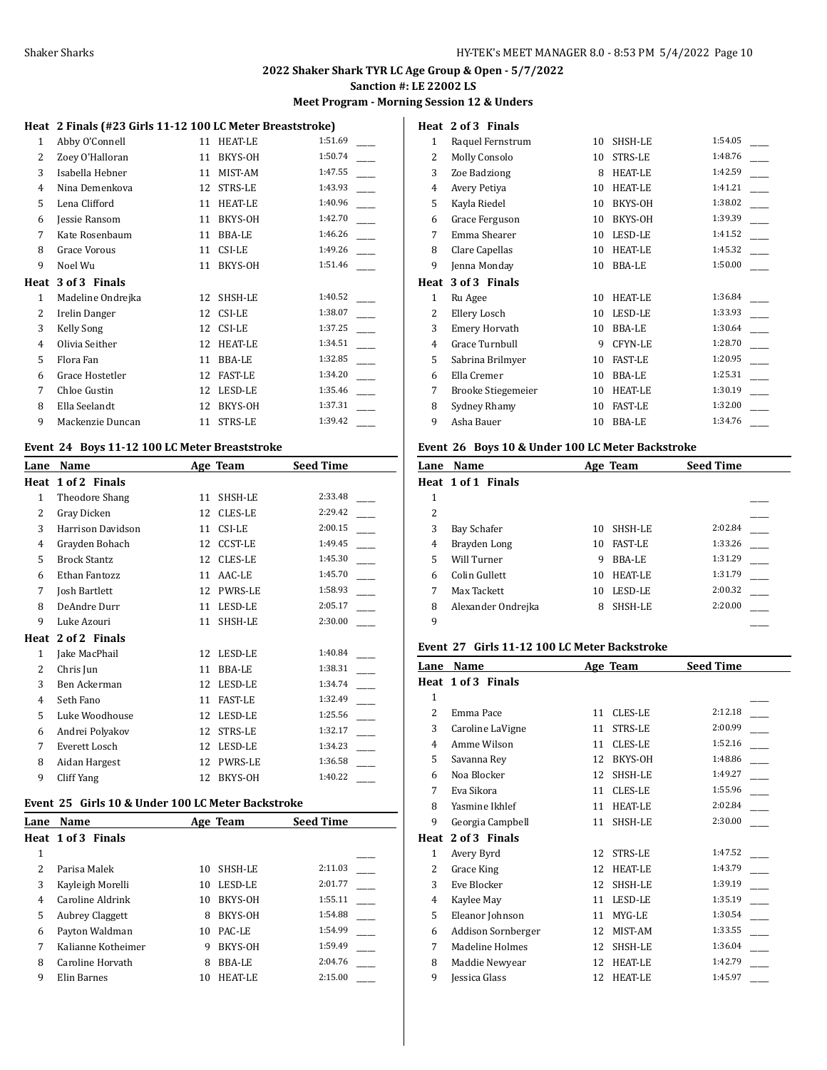## 2022 Shaker Shark TYR LC Age Group & Open - 5/7/2022

**Sanction #: LE 22002 LS**

**Meet Program - Morning Session 12 & Unders**

### Heat 2 Finals (#23 Girls 11-12 100 LC Meter Breaststroke)

| Lane | Name | Age | Team | Seed Time |
|---|---|---|---|---|
| 1 | Abby O'Connell | 11 | HEAT-LE | 1:51.69 |
| 2 | Zoey O'Halloran | 11 | BKYS-OH | 1:50.74 |
| 3 | Isabella Hebner | 11 | MIST-AM | 1:47.55 |
| 4 | Nina Demenkova | 12 | STRS-LE | 1:43.93 |
| 5 | Lena Clifford | 11 | HEAT-LE | 1:40.96 |
| 6 | Jessie Ransom | 11 | BKYS-OH | 1:42.70 |
| 7 | Kate Rosenbaum | 11 | BBA-LE | 1:46.26 |
| 8 | Grace Vorous | 11 | CSI-LE | 1:49.26 |
| 9 | Noel Wu | 11 | BKYS-OH | 1:51.46 |
| **Heat 3 of 3 Finals** | | | | |
| 1 | Madeline Ondrejka | 12 | SHSH-LE | 1:40.52 |
| 2 | Irelin Danger | 12 | CSI-LE | 1:38.07 |
| 3 | Kelly Song | 12 | CSI-LE | 1:37.25 |
| 4 | Olivia Seither | 12 | HEAT-LE | 1:34.51 |
| 5 | Flora Fan | 11 | BBA-LE | 1:32.85 |
| 6 | Grace Hostetler | 12 | FAST-LE | 1:34.20 |
| 7 | Chloe Gustin | 12 | LESD-LE | 1:35.46 |
| 8 | Ella Seelandt | 12 | BKYS-OH | 1:37.31 |
| 9 | Mackenzie Duncan | 11 | STRS-LE | 1:39.42 |

### Event 24 Boys 11-12 100 LC Meter Breaststroke

| Lane | Name | Age | Team | Seed Time |
|---|---|---|---|---|
| **Heat 1 of 2 Finals** | | | | |
| 1 | Theodore Shang | 11 | SHSH-LE | 2:33.48 |
| 2 | Gray Dicken | 12 | CLES-LE | 2:29.42 |
| 3 | Harrison Davidson | 11 | CSI-LE | 2:00.15 |
| 4 | Grayden Bohach | 12 | CCST-LE | 1:49.45 |
| 5 | Brock Stantz | 12 | CLES-LE | 1:45.30 |
| 6 | Ethan Fantozz | 11 | AAC-LE | 1:45.70 |
| 7 | Josh Bartlett | 12 | PWRS-LE | 1:58.93 |
| 8 | DeAndre Durr | 11 | LESD-LE | 2:05.17 |
| 9 | Luke Azouri | 11 | SHSH-LE | 2:30.00 |
| **Heat 2 of 2 Finals** | | | | |
| 1 | Jake MacPhail | 12 | LESD-LE | 1:40.84 |
| 2 | Chris Jun | 11 | BBA-LE | 1:38.31 |
| 3 | Ben Ackerman | 12 | LESD-LE | 1:34.74 |
| 4 | Seth Fano | 11 | FAST-LE | 1:32.49 |
| 5 | Luke Woodhouse | 12 | LESD-LE | 1:25.56 |
| 6 | Andrei Polyakov | 12 | STRS-LE | 1:32.17 |
| 7 | Everett Losch | 12 | LESD-LE | 1:34.23 |
| 8 | Aidan Hargest | 12 | PWRS-LE | 1:36.58 |
| 9 | Cliff Yang | 12 | BKYS-OH | 1:40.22 |

### Event 25 Girls 10 & Under 100 LC Meter Backstroke

| Lane | Name | Age | Team | Seed Time |
|---|---|---|---|---|
| **Heat 1 of 3 Finals** | | | | |
| 1 | | | | |
| 2 | Parisa Malek | 10 | SHSH-LE | 2:11.03 |
| 3 | Kayleigh Morelli | 10 | LESD-LE | 2:01.77 |
| 4 | Caroline Aldrink | 10 | BKYS-OH | 1:55.11 |
| 5 | Aubrey Claggett | 8 | BKYS-OH | 1:54.88 |
| 6 | Payton Waldman | 10 | PAC-LE | 1:54.99 |
| 7 | Kalianne Kotheimer | 9 | BKYS-OH | 1:59.49 |
| 8 | Caroline Horvath | 8 | BBA-LE | 2:04.76 |
| 9 | Elin Barnes | 10 | HEAT-LE | 2:15.00 |
| **Heat 2 of 3 Finals** | | | | |
| 1 | Raquel Fernstrum | 10 | SHSH-LE | 1:54.05 |
| 2 | Molly Consolo | 10 | STRS-LE | 1:48.76 |
| 3 | Zoe Badziong | 8 | HEAT-LE | 1:42.59 |
| 4 | Avery Petiya | 10 | HEAT-LE | 1:41.21 |
| 5 | Kayla Riedel | 10 | BKYS-OH | 1:38.02 |
| 6 | Grace Ferguson | 10 | BKYS-OH | 1:39.39 |
| 7 | Emma Shearer | 10 | LESD-LE | 1:41.52 |
| 8 | Clare Capellas | 10 | HEAT-LE | 1:45.32 |
| 9 | Jenna Monday | 10 | BBA-LE | 1:50.00 |
| **Heat 3 of 3 Finals** | | | | |
| 1 | Ru Agee | 10 | HEAT-LE | 1:36.84 |
| 2 | Ellery Losch | 10 | LESD-LE | 1:33.93 |
| 3 | Emery Horvath | 10 | BBA-LE | 1:30.64 |
| 4 | Grace Turnbull | 9 | CFYN-LE | 1:28.70 |
| 5 | Sabrina Brilmyer | 10 | FAST-LE | 1:20.95 |
| 6 | Ella Cremer | 10 | BBA-LE | 1:25.31 |
| 7 | Brooke Stiegemeier | 10 | HEAT-LE | 1:30.19 |
| 8 | Sydney Rhamy | 10 | FAST-LE | 1:32.00 |
| 9 | Asha Bauer | 10 | BBA-LE | 1:34.76 |

### Event 26 Boys 10 & Under 100 LC Meter Backstroke

| Lane | Name | Age | Team | Seed Time |
|---|---|---|---|---|
| **Heat 1 of 1 Finals** | | | | |
| 1 | | | | |
| 2 | | | | |
| 3 | Bay Schafer | 10 | SHSH-LE | 2:02.84 |
| 4 | Brayden Long | 10 | FAST-LE | 1:33.26 |
| 5 | Will Turner | 9 | BBA-LE | 1:31.29 |
| 6 | Colin Gullett | 10 | HEAT-LE | 1:31.79 |
| 7 | Max Tackett | 10 | LESD-LE | 2:00.32 |
| 8 | Alexander Ondrejka | 8 | SHSH-LE | 2:20.00 |
| 9 | | | | |

### Event 27 Girls 11-12 100 LC Meter Backstroke

| Lane | Name | Age | Team | Seed Time |
|---|---|---|---|---|
| **Heat 1 of 3 Finals** | | | | |
| 1 | | | | |
| 2 | Emma Pace | 11 | CLES-LE | 2:12.18 |
| 3 | Caroline LaVigne | 11 | STRS-LE | 2:00.99 |
| 4 | Amme Wilson | 11 | CLES-LE | 1:52.16 |
| 5 | Savanna Rey | 12 | BKYS-OH | 1:48.86 |
| 6 | Noa Blocker | 12 | SHSH-LE | 1:49.27 |
| 7 | Eva Sikora | 11 | CLES-LE | 1:55.96 |
| 8 | Yasmine Ikhlef | 11 | HEAT-LE | 2:02.84 |
| 9 | Georgia Campbell | 11 | SHSH-LE | 2:30.00 |
| **Heat 2 of 3 Finals** | | | | |
| 1 | Avery Byrd | 12 | STRS-LE | 1:47.52 |
| 2 | Grace King | 12 | HEAT-LE | 1:43.79 |
| 3 | Eve Blocker | 12 | SHSH-LE | 1:39.19 |
| 4 | Kaylee May | 11 | LESD-LE | 1:35.19 |
| 5 | Eleanor Johnson | 11 | MYG-LE | 1:30.54 |
| 6 | Addison Sornberger | 12 | MIST-AM | 1:33.55 |
| 7 | Madeline Holmes | 12 | SHSH-LE | 1:36.04 |
| 8 | Maddie Newyear | 12 | HEAT-LE | 1:42.79 |
| 9 | Jessica Glass | 12 | HEAT-LE | 1:45.97 |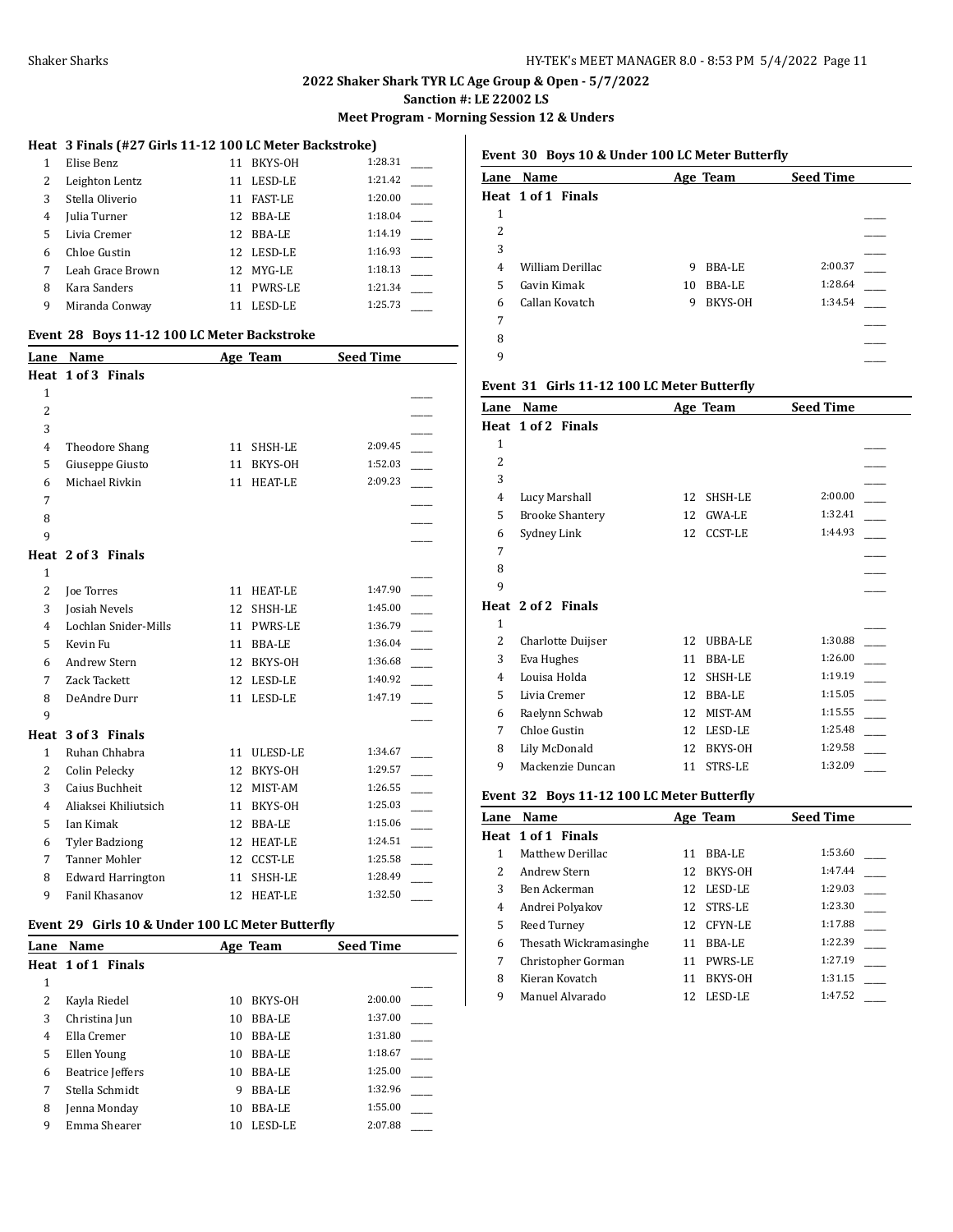## 2022 Shaker Shark TYR LC Age Group & Open - 5/7/2022

### Sanction #: LE 22002 LS

### Meet Program - Morning Session 12 & Unders

#### Heat 3 Finals (#27 Girls 11-12 100 LC Meter Backstroke)

| Lane | Name | Age | Team | Seed Time | |
|---|---|---|---|---|---|
| 1 | Elise Benz | 11 | BKYS-OH | 1:28.31 | ____ |
| 2 | Leighton Lentz | 11 | LESD-LE | 1:21.42 | ____ |
| 3 | Stella Oliverio | 11 | FAST-LE | 1:20.00 | ____ |
| 4 | Julia Turner | 12 | BBA-LE | 1:18.04 | ____ |
| 5 | Livia Cremer | 12 | BBA-LE | 1:14.19 | ____ |
| 6 | Chloe Gustin | 12 | LESD-LE | 1:16.93 | ____ |
| 7 | Leah Grace Brown | 12 | MYG-LE | 1:18.13 | ____ |
| 8 | Kara Sanders | 11 | PWRS-LE | 1:21.34 | ____ |
| 9 | Miranda Conway | 11 | LESD-LE | 1:25.73 | ____ |

#### Event 28 Boys 11-12 100 LC Meter Backstroke

| Lane | Name | Age | Team | Seed Time | |
|---|---|---|---|---|---|
| **Heat 1 of 3 Finals** | | | | | |
| 1 | | | | | ____ |
| 2 | | | | | ____ |
| 3 | | | | | ____ |
| 4 | Theodore Shang | 11 | SHSH-LE | 2:09.45 | ____ |
| 5 | Giuseppe Giusto | 11 | BKYS-OH | 1:52.03 | ____ |
| 6 | Michael Rivkin | 11 | HEAT-LE | 2:09.23 | ____ |
| 7 | | | | | ____ |
| 8 | | | | | ____ |
| 9 | | | | | ____ |
| **Heat 2 of 3 Finals** | | | | | |
| 1 | | | | | ____ |
| 2 | Joe Torres | 11 | HEAT-LE | 1:47.90 | ____ |
| 3 | Josiah Nevels | 12 | SHSH-LE | 1:45.00 | ____ |
| 4 | Lochlan Snider-Mills | 11 | PWRS-LE | 1:36.79 | ____ |
| 5 | Kevin Fu | 11 | BBA-LE | 1:36.04 | ____ |
| 6 | Andrew Stern | 12 | BKYS-OH | 1:36.68 | ____ |
| 7 | Zack Tackett | 12 | LESD-LE | 1:40.92 | ____ |
| 8 | DeAndre Durr | 11 | LESD-LE | 1:47.19 | ____ |
| 9 | | | | | ____ |
| **Heat 3 of 3 Finals** | | | | | |
| 1 | Ruhan Chhabra | 11 | ULESD-LE | 1:34.67 | ____ |
| 2 | Colin Pelecky | 12 | BKYS-OH | 1:29.57 | ____ |
| 3 | Caius Buchheit | 12 | MIST-AM | 1:26.55 | ____ |
| 4 | Aliaksei Khiliutsich | 11 | BKYS-OH | 1:25.03 | ____ |
| 5 | Ian Kimak | 12 | BBA-LE | 1:15.06 | ____ |
| 6 | Tyler Badziong | 12 | HEAT-LE | 1:24.51 | ____ |
| 7 | Tanner Mohler | 12 | CCST-LE | 1:25.58 | ____ |
| 8 | Edward Harrington | 11 | SHSH-LE | 1:28.49 | ____ |
| 9 | Fanil Khasanov | 12 | HEAT-LE | 1:32.50 | ____ |

#### Event 29 Girls 10 & Under 100 LC Meter Butterfly

| Lane | Name | Age | Team | Seed Time | |
|---|---|---|---|---|---|
| **Heat 1 of 1 Finals** | | | | | |
| 1 | | | | | ____ |
| 2 | Kayla Riedel | 10 | BKYS-OH | 2:00.00 | ____ |
| 3 | Christina Jun | 10 | BBA-LE | 1:37.00 | ____ |
| 4 | Ella Cremer | 10 | BBA-LE | 1:31.80 | ____ |
| 5 | Ellen Young | 10 | BBA-LE | 1:18.67 | ____ |
| 6 | Beatrice Jeffers | 10 | BBA-LE | 1:25.00 | ____ |
| 7 | Stella Schmidt | 9 | BBA-LE | 1:32.96 | ____ |
| 8 | Jenna Monday | 10 | BBA-LE | 1:55.00 | ____ |
| 9 | Emma Shearer | 10 | LESD-LE | 2:07.88 | ____ |

#### Event 30 Boys 10 & Under 100 LC Meter Butterfly

| Lane | Name | Age | Team | Seed Time | |
|---|---|---|---|---|---|
| **Heat 1 of 1 Finals** | | | | | |
| 1 | | | | | ____ |
| 2 | | | | | ____ |
| 3 | | | | | ____ |
| 4 | William Derillac | 9 | BBA-LE | 2:00.37 | ____ |
| 5 | Gavin Kimak | 10 | BBA-LE | 1:28.64 | ____ |
| 6 | Callan Kovatch | 9 | BKYS-OH | 1:34.54 | ____ |
| 7 | | | | | ____ |
| 8 | | | | | ____ |
| 9 | | | | | ____ |

#### Event 31 Girls 11-12 100 LC Meter Butterfly

| Lane | Name | Age | Team | Seed Time | |
|---|---|---|---|---|---|
| **Heat 1 of 2 Finals** | | | | | |
| 1 | | | | | ____ |
| 2 | | | | | ____ |
| 3 | | | | | ____ |
| 4 | Lucy Marshall | 12 | SHSH-LE | 2:00.00 | ____ |
| 5 | Brooke Shantery | 12 | GWA-LE | 1:32.41 | ____ |
| 6 | Sydney Link | 12 | CCST-LE | 1:44.93 | ____ |
| 7 | | | | | ____ |
| 8 | | | | | ____ |
| 9 | | | | | ____ |
| **Heat 2 of 2 Finals** | | | | | |
| 1 | | | | | ____ |
| 2 | Charlotte Duijser | 12 | UBBA-LE | 1:30.88 | ____ |
| 3 | Eva Hughes | 11 | BBA-LE | 1:26.00 | ____ |
| 4 | Louisa Holda | 12 | SHSH-LE | 1:19.19 | ____ |
| 5 | Livia Cremer | 12 | BBA-LE | 1:15.05 | ____ |
| 6 | Raelynn Schwab | 12 | MIST-AM | 1:15.55 | ____ |
| 7 | Chloe Gustin | 12 | LESD-LE | 1:25.48 | ____ |
| 8 | Lily McDonald | 12 | BKYS-OH | 1:29.58 | ____ |
| 9 | Mackenzie Duncan | 11 | STRS-LE | 1:32.09 | ____ |

#### Event 32 Boys 11-12 100 LC Meter Butterfly

| Lane | Name | Age | Team | Seed Time | |
|---|---|---|---|---|---|
| **Heat 1 of 1 Finals** | | | | | |
| 1 | Matthew Derillac | 11 | BBA-LE | 1:53.60 | ____ |
| 2 | Andrew Stern | 12 | BKYS-OH | 1:47.44 | ____ |
| 3 | Ben Ackerman | 12 | LESD-LE | 1:29.03 | ____ |
| 4 | Andrei Polyakov | 12 | STRS-LE | 1:23.30 | ____ |
| 5 | Reed Turney | 12 | CFYN-LE | 1:17.88 | ____ |
| 6 | Thesath Wickramasinghe | 11 | BBA-LE | 1:22.39 | ____ |
| 7 | Christopher Gorman | 11 | PWRS-LE | 1:27.19 | ____ |
| 8 | Kieran Kovatch | 11 | BKYS-OH | 1:31.15 | ____ |
| 9 | Manuel Alvarado | 12 | LESD-LE | 1:47.52 | ____ |